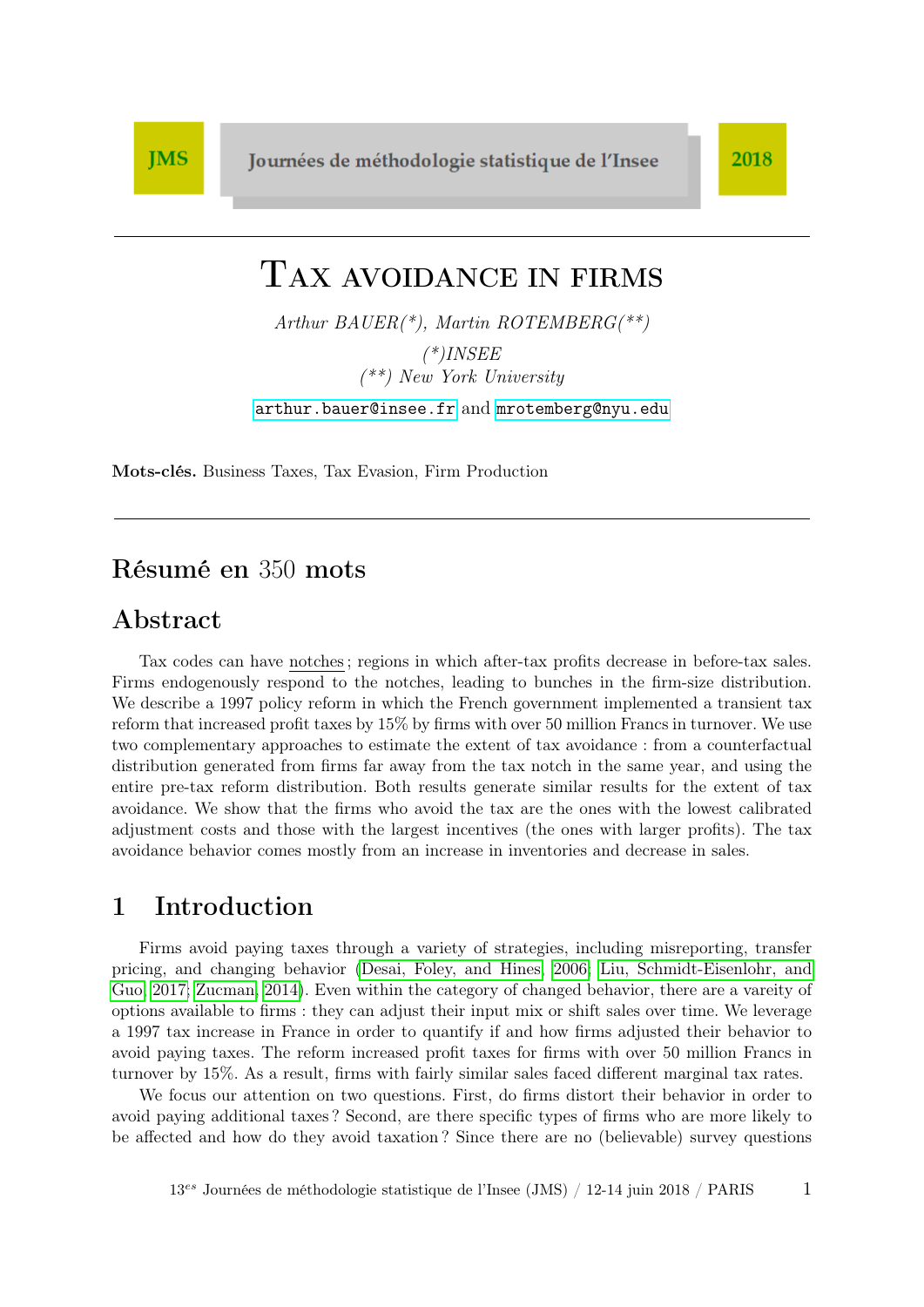# Tax avoidance in firms

*Arthur BAUER(\*), Martin ROTEMBERG(\*\*)*

*(\*)INSEE*
*(\*\*) New York University*

arthur.bauer@insee.fr and mrotemberg@nyu.edu

**Mots-clés.** Business Taxes, Tax Evasion, Firm Production

## Résumé en 350 mots

## Abstract

Tax codes can have notches ; regions in which after-tax profits decrease in before-tax sales. Firms endogenously respond to the notches, leading to bunches in the firm-size distribution. We describe a 1997 policy reform in which the French government implemented a transient tax reform that increased profit taxes by 15% by firms with over 50 million Francs in turnover. We use two complementary approaches to estimate the extent of tax avoidance : from a counterfactual distribution generated from firms far away from the tax notch in the same year, and using the entire pre-tax reform distribution. Both results generate similar results for the extent of tax avoidance. We show that the firms who avoid the tax are the ones with the lowest calibrated adjustment costs and those with the largest incentives (the ones with larger profits). The tax avoidance behavior comes mostly from an increase in inventories and decrease in sales.

## 1 Introduction

Firms avoid paying taxes through a variety of strategies, including misreporting, transfer pricing, and changing behavior (Desai, Foley, and Hines, 2006; Liu, Schmidt-Eisenlohr, and Guo, 2017; Zucman, 2014). Even within the category of changed behavior, there are a vareity of options available to firms : they can adjust their input mix or shift sales over time. We leverage a 1997 tax increase in France in order to quantify if and how firms adjusted their behavior to avoid paying taxes. The reform increased profit taxes for firms with over 50 million Francs in turnover by 15%. As a result, firms with fairly similar sales faced different marginal tax rates.

We focus our attention on two questions. First, do firms distort their behavior in order to avoid paying additional taxes ? Second, are there specific types of firms who are more likely to be affected and how do they avoid taxation ? Since there are no (believable) survey questions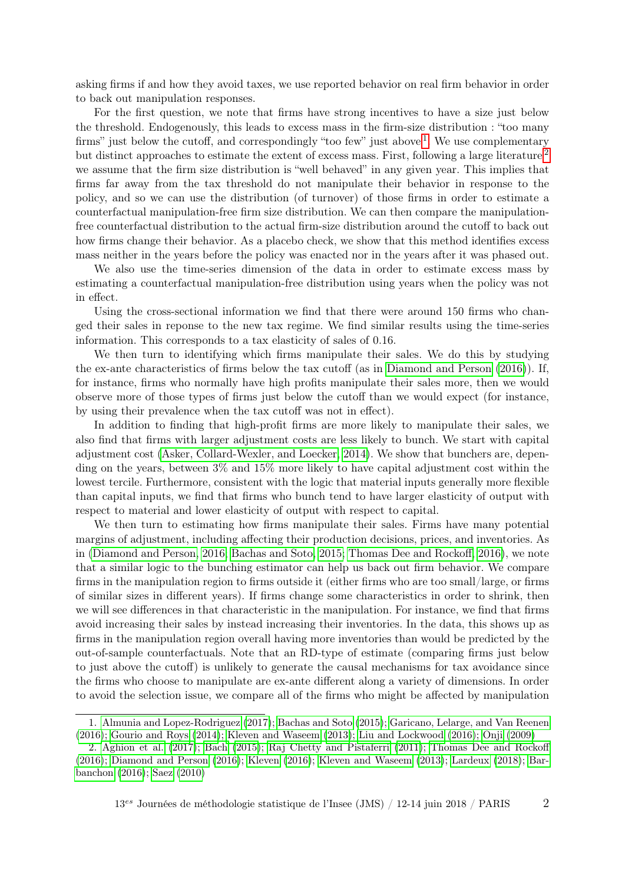asking firms if and how they avoid taxes, we use reported behavior on real firm behavior in order to back out manipulation responses.

For the first question, we note that firms have strong incentives to have a size just below the threshold. Endogenously, this leads to excess mass in the firm-size distribution : "too many firms" just below the cutoff, and correspondingly "too few" just above[1]. We use complementary but distinct approaches to estimate the extent of excess mass. First, following a large literature[2] we assume that the firm size distribution is "well behaved" in any given year. This implies that firms far away from the tax threshold do not manipulate their behavior in response to the policy, and so we can use the distribution (of turnover) of those firms in order to estimate a counterfactual manipulation-free firm size distribution. We can then compare the manipulation-free counterfactual distribution to the actual firm-size distribution around the cutoff to back out how firms change their behavior. As a placebo check, we show that this method identifies excess mass neither in the years before the policy was enacted nor in the years after it was phased out.

We also use the time-series dimension of the data in order to estimate excess mass by estimating a counterfactual manipulation-free distribution using years when the policy was not in effect.

Using the cross-sectional information we find that there were around 150 firms who changed their sales in reponse to the new tax regime. We find similar results using the time-series information. This corresponds to a tax elasticity of sales of 0.16.

We then turn to identifying which firms manipulate their sales. We do this by studying the ex-ante characteristics of firms below the tax cutoff (as in Diamond and Person (2016)). If, for instance, firms who normally have high profits manipulate their sales more, then we would observe more of those types of firms just below the cutoff than we would expect (for instance, by using their prevalence when the tax cutoff was not in effect).

In addition to finding that high-profit firms are more likely to manipulate their sales, we also find that firms with larger adjustment costs are less likely to bunch. We start with capital adjustment cost (Asker, Collard-Wexler, and Loecker, 2014). We show that bunchers are, depending on the years, between 3% and 15% more likely to have capital adjustment cost within the lowest tercile. Furthermore, consistent with the logic that material inputs generally more flexible than capital inputs, we find that firms who bunch tend to have larger elasticity of output with respect to material and lower elasticity of output with respect to capital.

We then turn to estimating how firms manipulate their sales. Firms have many potential margins of adjustment, including affecting their production decisions, prices, and inventories. As in (Diamond and Person, 2016; Bachas and Soto, 2015; Thomas Dee and Rockoff, 2016), we note that a similar logic to the bunching estimator can help us back out firm behavior. We compare firms in the manipulation region to firms outside it (either firms who are too small/large, or firms of similar sizes in different years). If firms change some characteristics in order to shrink, then we will see differences in that characteristic in the manipulation. For instance, we find that firms avoid increasing their sales by instead increasing their inventories. In the data, this shows up as firms in the manipulation region overall having more inventories than would be predicted by the out-of-sample counterfactuals. Note that an RD-type of estimate (comparing firms just below to just above the cutoff) is unlikely to generate the causal mechanisms for tax avoidance since the firms who choose to manipulate are ex-ante different along a variety of dimensions. In order to avoid the selection issue, we compare all of the firms who might be affected by manipulation

1. Almunia and Lopez-Rodriguez (2017); Bachas and Soto (2015); Garicano, Lelarge, and Van Reenen (2016); Gourio and Roys (2014); Kleven and Waseem (2013); Liu and Lockwood (2016); Onji (2009)

2. Aghion et al. (2017); Bach (2015); Raj Chetty and Pistaferri (2011); Thomas Dee and Rockoff (2016); Diamond and Person (2016); Kleven (2016); Kleven and Waseem (2013); Lardeux (2018); Barbanchon (2016); Saez (2010)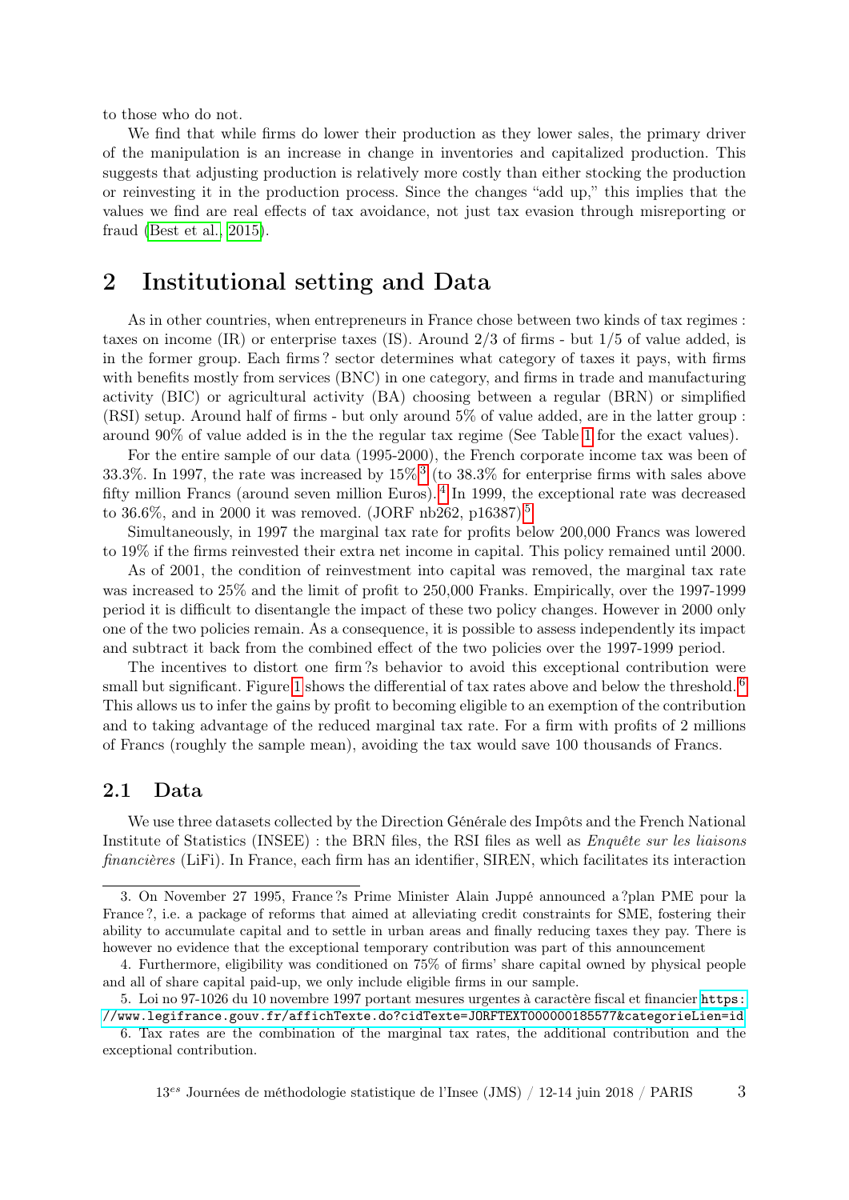to those who do not.

We find that while firms do lower their production as they lower sales, the primary driver of the manipulation is an increase in change in inventories and capitalized production. This suggests that adjusting production is relatively more costly than either stocking the production or reinvesting it in the production process. Since the changes "add up," this implies that the values we find are real effects of tax avoidance, not just tax evasion through misreporting or fraud (Best et al., 2015).

# 2 Institutional setting and Data

As in other countries, when entrepreneurs in France chose between two kinds of tax regimes : taxes on income (IR) or enterprise taxes (IS). Around 2/3 of firms - but 1/5 of value added, is in the former group. Each firms ? sector determines what category of taxes it pays, with firms with benefits mostly from services (BNC) in one category, and firms in trade and manufacturing activity (BIC) or agricultural activity (BA) choosing between a regular (BRN) or simplified (RSI) setup. Around half of firms - but only around 5% of value added, are in the latter group : around 90% of value added is in the the regular tax regime (See Table 1 for the exact values).

For the entire sample of our data (1995-2000), the French corporate income tax was been of 33.3%. In 1997, the rate was increased by 15%[3] (to 38.3% for enterprise firms with sales above fifty million Francs (around seven million Euros).[4] In 1999, the exceptional rate was decreased to 36.6%, and in 2000 it was removed. (JORF nb262, p16387).[5]

Simultaneously, in 1997 the marginal tax rate for profits below 200,000 Francs was lowered to 19% if the firms reinvested their extra net income in capital. This policy remained until 2000.

As of 2001, the condition of reinvestment into capital was removed, the marginal tax rate was increased to 25% and the limit of profit to 250,000 Franks. Empirically, over the 1997-1999 period it is difficult to disentangle the impact of these two policy changes. However in 2000 only one of the two policies remain. As a consequence, it is possible to assess independently its impact and subtract it back from the combined effect of the two policies over the 1997-1999 period.

The incentives to distort one firm ?s behavior to avoid this exceptional contribution were small but significant. Figure 1 shows the differential of tax rates above and below the threshold.[6] This allows us to infer the gains by profit to becoming eligible to an exemption of the contribution and to taking advantage of the reduced marginal tax rate. For a firm with profits of 2 millions of Francs (roughly the sample mean), avoiding the tax would save 100 thousands of Francs.

## 2.1 Data

We use three datasets collected by the Direction Générale des Impôts and the French National Institute of Statistics (INSEE) : the BRN files, the RSI files as well as *Enquête sur les liaisons financières* (LiFi). In France, each firm has an identifier, SIREN, which facilitates its interaction

---

3. On November 27 1995, France ?s Prime Minister Alain Juppé announced a ?plan PME pour la France ?, i.e. a package of reforms that aimed at alleviating credit constraints for SME, fostering their ability to accumulate capital and to settle in urban areas and finally reducing taxes they pay. There is however no evidence that the exceptional temporary contribution was part of this announcement

4. Furthermore, eligibility was conditioned on 75% of firms' share capital owned by physical people and all of share capital paid-up, we only include eligible firms in our sample.

5. Loi no 97-1026 du 10 novembre 1997 portant mesures urgentes à caractère fiscal et financier https://www.legifrance.gouv.fr/affichTexte.do?cidTexte=JORFTEXT000000185577&categorieLien=id

6. Tax rates are the combination of the marginal tax rates, the additional contribution and the exceptional contribution.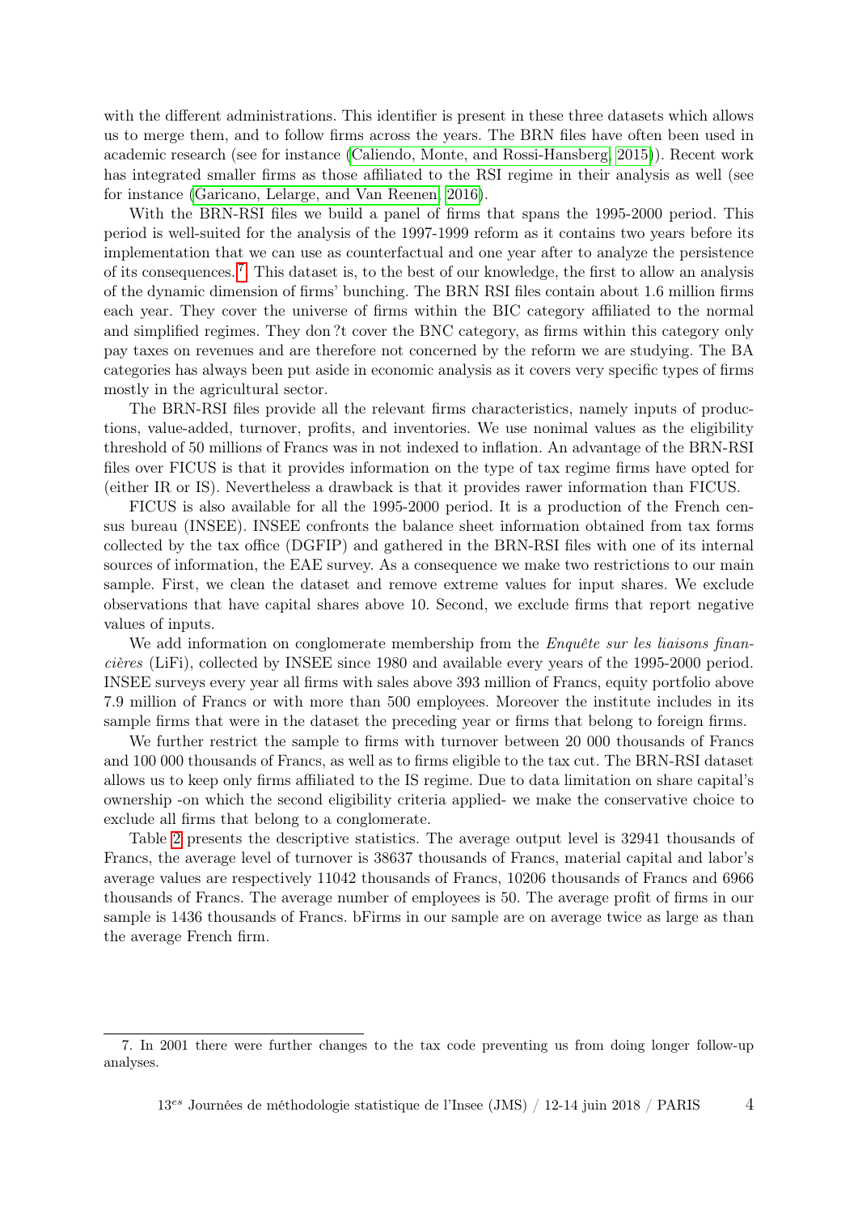with the different administrations. This identifier is present in these three datasets which allows us to merge them, and to follow firms across the years. The BRN files have often been used in academic research (see for instance (Caliendo, Monte, and Rossi-Hansberg 2015)). Recent work has integrated smaller firms as those affiliated to the RSI regime in their analysis as well (see for instance (Garicano, Lelarge, and Van Reenen 2016).

With the BRN-RSI files we build a panel of firms that spans the 1995-2000 period. This period is well-suited for the analysis of the 1997-1999 reform as it contains two years before its implementation that we can use as counterfactual and one year after to analyze the persistence of its consequences.[7] This dataset is, to the best of our knowledge, the first to allow an analysis of the dynamic dimension of firms' bunching. The BRN RSI files contain about 1.6 million firms each year. They cover the universe of firms within the BIC category affiliated to the normal and simplified regimes. They don ?t cover the BNC category, as firms within this category only pay taxes on revenues and are therefore not concerned by the reform we are studying. The BA categories has always been put aside in economic analysis as it covers very specific types of firms mostly in the agricultural sector.

The BRN-RSI files provide all the relevant firms characteristics, namely inputs of productions, value-added, turnover, profits, and inventories. We use nonimal values as the eligibility threshold of 50 millions of Francs was in not indexed to inflation. An advantage of the BRN-RSI files over FICUS is that it provides information on the type of tax regime firms have opted for (either IR or IS). Nevertheless a drawback is that it provides rawer information than FICUS.

FICUS is also available for all the 1995-2000 period. It is a production of the French census bureau (INSEE). INSEE confronts the balance sheet information obtained from tax forms collected by the tax office (DGFIP) and gathered in the BRN-RSI files with one of its internal sources of information, the EAE survey. As a consequence we make two restrictions to our main sample. First, we clean the dataset and remove extreme values for input shares. We exclude observations that have capital shares above 10. Second, we exclude firms that report negative values of inputs.

We add information on conglomerate membership from the *Enquête sur les liaisons financières* (LiFi), collected by INSEE since 1980 and available every years of the 1995-2000 period. INSEE surveys every year all firms with sales above 393 million of Francs, equity portfolio above 7.9 million of Francs or with more than 500 employees. Moreover the institute includes in its sample firms that were in the dataset the preceding year or firms that belong to foreign firms.

We further restrict the sample to firms with turnover between 20 000 thousands of Francs and 100 000 thousands of Francs, as well as to firms eligible to the tax cut. The BRN-RSI dataset allows us to keep only firms affiliated to the IS regime. Due to data limitation on share capital's ownership -on which the second eligibility criteria applied- we make the conservative choice to exclude all firms that belong to a conglomerate.

Table 2 presents the descriptive statistics. The average output level is 32941 thousands of Francs, the average level of turnover is 38637 thousands of Francs, material capital and labor's average values are respectively 11042 thousands of Francs, 10206 thousands of Francs and 6966 thousands of Francs. The average number of employees is 50. The average profit of firms in our sample is 1436 thousands of Francs. bFirms in our sample are on average twice as large as than the average French firm.

7. In 2001 there were further changes to the tax code preventing us from doing longer follow-up analyses.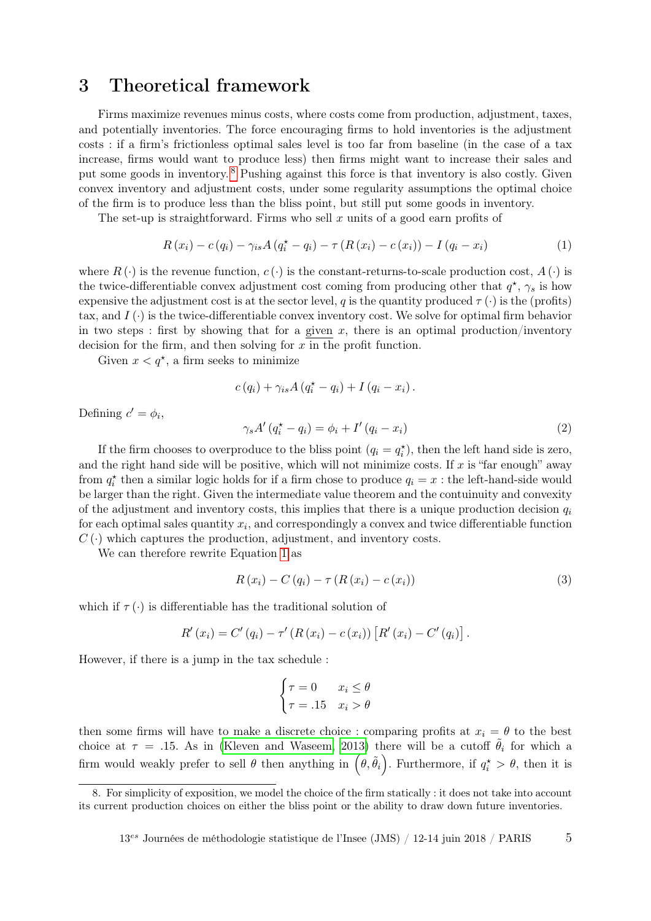# 3 Theoretical framework

Firms maximize revenues minus costs, where costs come from production, adjustment, taxes, and potentially inventories. The force encouraging firms to hold inventories is the adjustment costs : if a firm's frictionless optimal sales level is too far from baseline (in the case of a tax increase, firms would want to produce less) then firms might want to increase their sales and put some goods in inventory.[8] Pushing against this force is that inventory is also costly. Given convex inventory and adjustment costs, under some regularity assumptions the optimal choice of the firm is to produce less than the bliss point, but still put some goods in inventory.

The set-up is straightforward. Firms who sell $x$ units of a good earn profits of

$$R(x_i) - c(q_i) - \gamma_{is} A(q_i^\star - q_i) - \tau(R(x_i) - c(x_i)) - I(q_i - x_i) \tag{1}$$

where $R(\cdot)$ is the revenue function, $c(\cdot)$ is the constant-returns-to-scale production cost, $A(\cdot)$ is the twice-differentiable convex adjustment cost coming from producing other that $q^\star$, $\gamma_s$ is how expensive the adjustment cost is at the sector level, $q$ is the quantity produced $\tau(\cdot)$ is the (profits) tax, and $I(\cdot)$ is the twice-differentiable convex inventory cost. We solve for optimal firm behavior in two steps : first by showing that for a given $x$, there is an optimal production/inventory decision for the firm, and then solving for $x$ in the profit function.

Given $x < q^\star$, a firm seeks to minimize

$$c(q_i) + \gamma_{is} A(q_i^\star - q_i) + I(q_i - x_i).$$

Defining $c' = \phi_i$,

$$\gamma_s A'(q_i^\star - q_i) = \phi_i + I'(q_i - x_i) \tag{2}$$

If the firm chooses to overproduce to the bliss point ($q_i = q_i^\star$), then the left hand side is zero, and the right hand side will be positive, which will not minimize costs. If $x$ is "far enough" away from $q_i^\star$ then a similar logic holds for if a firm chose to produce $q_i = x$ : the left-hand-side would be larger than the right. Given the intermediate value theorem and the contuinuity and convexity of the adjustment and inventory costs, this implies that there is a unique production decision $q_i$ for each optimal sales quantity $x_i$, and correspondingly a convex and twice differentiable function $C(\cdot)$ which captures the production, adjustment, and inventory costs.

We can therefore rewrite Equation 1 as

$$R(x_i) - C(q_i) - \tau(R(x_i) - c(x_i)) \tag{3}$$

which if $\tau(\cdot)$ is differentiable has the traditional solution of

$$R'(x_i) = C'(q_i) - \tau'(R(x_i) - c(x_i))\left[R'(x_i) - C'(q_i)\right].$$

However, if there is a jump in the tax schedule :

$$\begin{cases} \tau = 0 & x_i \leq \theta \\ \tau = .15 & x_i > \theta \end{cases}$$

then some firms will have to make a discrete choice : comparing profits at $x_i = \theta$ to the best choice at $\tau = .15$. As in (Kleven and Waseem, 2013) there will be a cutoff $\tilde{\theta}_i$ for which a firm would weakly prefer to sell $\theta$ then anything in $\left(\theta, \tilde{\theta}_i\right)$. Furthermore, if $q_i^\star > \theta$, then it is

---

[8] For simplicity of exposition, we model the choice of the firm statically : it does not take into account its current production choices on either the bliss point or the ability to draw down future inventories.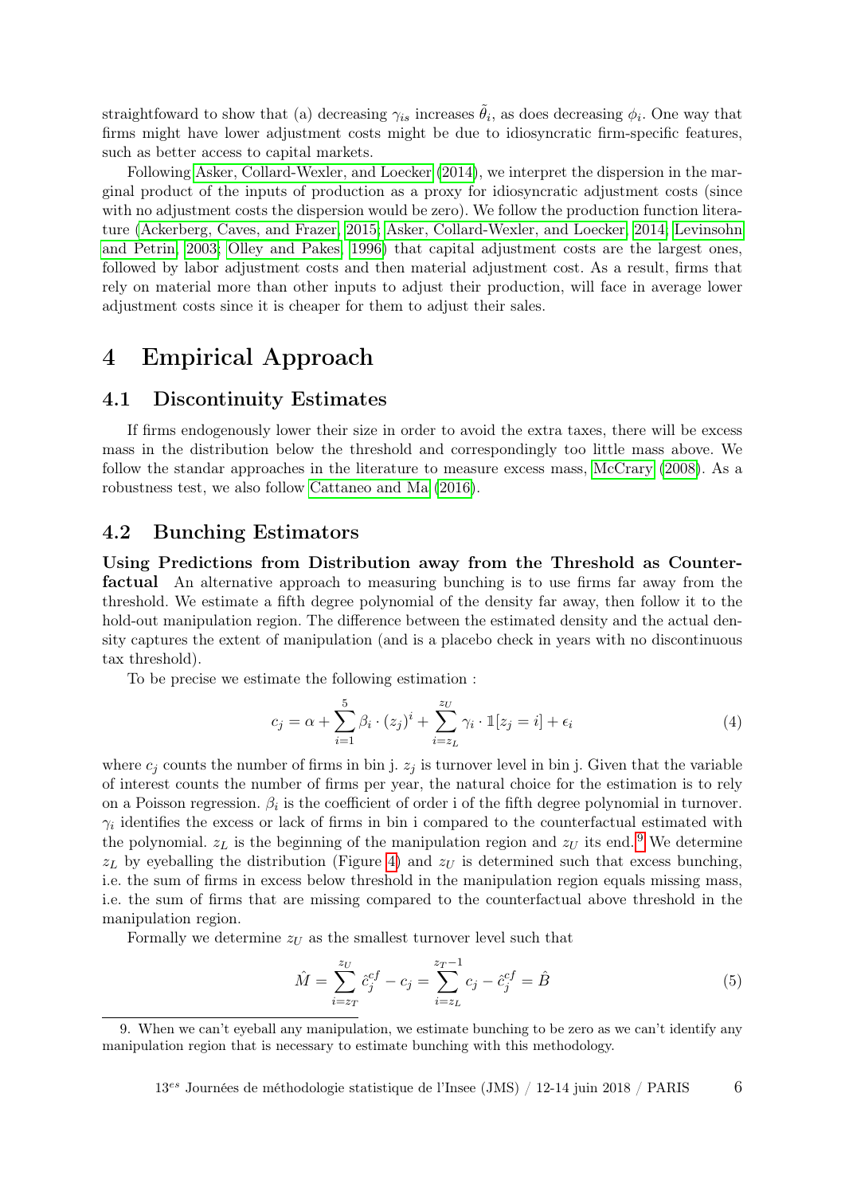straightfoward to show that (a) decreasing $\gamma_{is}$ increases $\tilde{\theta}_i$, as does decreasing $\phi_i$. One way that firms might have lower adjustment costs might be due to idiosyncratic firm-specific features, such as better access to capital markets.

Following Asker, Collard-Wexler, and Loecker (2014), we interpret the dispersion in the marginal product of the inputs of production as a proxy for idiosyncratic adjustment costs (since with no adjustment costs the dispersion would be zero). We follow the production function literature (Ackerberg, Caves, and Frazer, 2015; Asker, Collard-Wexler, and Loecker, 2014; Levinsohn and Petrin, 2003; Olley and Pakes, 1996) that capital adjustment costs are the largest ones, followed by labor adjustment costs and then material adjustment cost. As a result, firms that rely on material more than other inputs to adjust their production, will face in average lower adjustment costs since it is cheaper for them to adjust their sales.

# 4 Empirical Approach

## 4.1 Discontinuity Estimates

If firms endogenously lower their size in order to avoid the extra taxes, there will be excess mass in the distribution below the threshold and correspondingly too little mass above. We follow the standar approaches in the literature to measure excess mass, McCrary (2008). As a robustness test, we also follow Cattaneo and Ma (2016).

## 4.2 Bunching Estimators

**Using Predictions from Distribution away from the Threshold as Counterfactual** An alternative approach to measuring bunching is to use firms far away from the threshold. We estimate a fifth degree polynomial of the density far away, then follow it to the hold-out manipulation region. The difference between the estimated density and the actual density captures the extent of manipulation (and is a placebo check in years with no discontinuous tax threshold).

To be precise we estimate the following estimation :

$$c_j = \alpha + \sum_{i=1}^{5} \beta_i \cdot (z_j)^i + \sum_{i=z_L}^{z_U} \gamma_i \cdot \mathbb{1}[z_j = i] + \epsilon_i \tag{4}$$

where $c_j$ counts the number of firms in bin j. $z_j$ is turnover level in bin j. Given that the variable of interest counts the number of firms per year, the natural choice for the estimation is to rely on a Poisson regression. $\beta_i$ is the coefficient of order i of the fifth degree polynomial in turnover. $\gamma_i$ identifies the excess or lack of firms in bin i compared to the counterfactual estimated with the polynomial. $z_L$ is the beginning of the manipulation region and $z_U$ its end.[9] We determine $z_L$ by eyeballing the distribution (Figure 4) and $z_U$ is determined such that excess bunching, i.e. the sum of firms in excess below threshold in the manipulation region equals missing mass, i.e. the sum of firms that are missing compared to the counterfactual above threshold in the manipulation region.

Formally we determine $z_U$ as the smallest turnover level such that

$$\hat{M} = \sum_{i=z_T}^{z_U} \hat{c}_j^{cf} - c_j = \sum_{i=z_L}^{z_T - 1} c_j - \hat{c}_j^{cf} = \hat{B} \tag{5}$$

9. When we can't eyeball any manipulation, we estimate bunching to be zero as we can't identify any manipulation region that is necessary to estimate bunching with this methodology.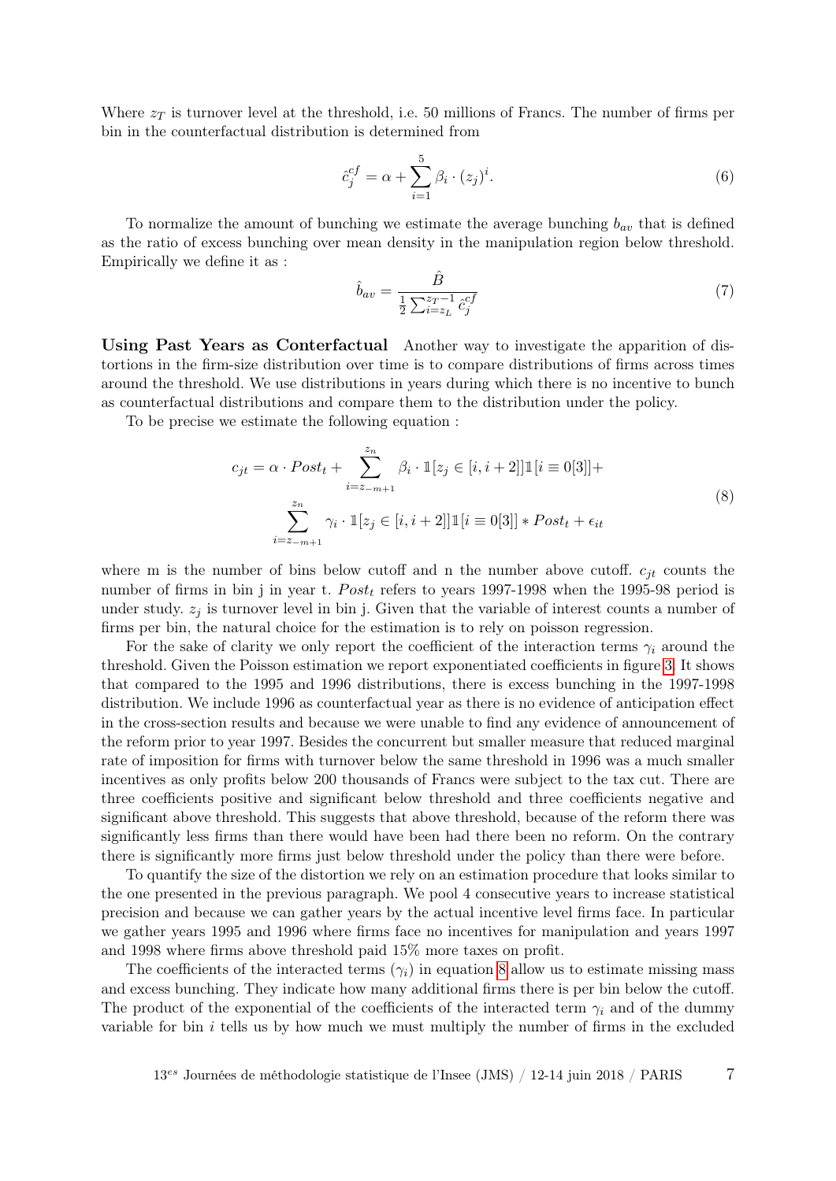Where $z_T$ is turnover level at the threshold, i.e. 50 millions of Francs. The number of firms per bin in the counterfactual distribution is determined from

$$\hat{c}_j^{cf} = \alpha + \sum_{i=1}^{5} \beta_i \cdot (z_j)^i. \tag{6}$$

To normalize the amount of bunching we estimate the average bunching $b_{av}$ that is defined as the ratio of excess bunching over mean density in the manipulation region below threshold. Empirically we define it as :

$$\hat{b}_{av} = \frac{\hat{B}}{\frac{1}{2}\sum_{i=z_L}^{z_T-1} \hat{c}_j^{cf}} \tag{7}$$

**Using Past Years as Conterfactual** Another way to investigate the apparition of distortions in the firm-size distribution over time is to compare distributions of firms across times around the threshold. We use distributions in years during which there is no incentive to bunch as counterfactual distributions and compare them to the distribution under the policy.

To be precise we estimate the following equation :

$$\begin{aligned} c_{jt} = \alpha \cdot Post_t + \sum_{i=z_{-m+1}}^{z_n} \beta_i \cdot \mathbb{1}[z_j \in [i, i+2]]\mathbb{1}[i \equiv 0[3]] + \\ \sum_{i=z_{-m+1}}^{z_n} \gamma_i \cdot \mathbb{1}[z_j \in [i, i+2]]\mathbb{1}[i \equiv 0[3]] * Post_t + \epsilon_{it} \end{aligned} \tag{8}$$

where m is the number of bins below cutoff and n the number above cutoff. $c_{jt}$ counts the number of firms in bin j in year t. $Post_t$ refers to years 1997-1998 when the 1995-98 period is under study. $z_j$ is turnover level in bin j. Given that the variable of interest counts a number of firms per bin, the natural choice for the estimation is to rely on poisson regression.

For the sake of clarity we only report the coefficient of the interaction terms $\gamma_i$ around the threshold. Given the Poisson estimation we report exponentiated coefficients in figure 3. It shows that compared to the 1995 and 1996 distributions, there is excess bunching in the 1997-1998 distribution. We include 1996 as counterfactual year as there is no evidence of anticipation effect in the cross-section results and because we were unable to find any evidence of announcement of the reform prior to year 1997. Besides the concurrent but smaller measure that reduced marginal rate of imposition for firms with turnover below the same threshold in 1996 was a much smaller incentives as only profits below 200 thousands of Francs were subject to the tax cut. There are three coefficients positive and significant below threshold and three coefficients negative and significant above threshold. This suggests that above threshold, because of the reform there was significantly less firms than there would have been had there been no reform. On the contrary there is significantly more firms just below threshold under the policy than there were before.

To quantify the size of the distortion we rely on an estimation procedure that looks similar to the one presented in the previous paragraph. We pool 4 consecutive years to increase statistical precision and because we can gather years by the actual incentive level firms face. In particular we gather years 1995 and 1996 where firms face no incentives for manipulation and years 1997 and 1998 where firms above threshold paid 15% more taxes on profit.

The coefficients of the interacted terms ($\gamma_i$) in equation 8 allow us to estimate missing mass and excess bunching. They indicate how many additional firms there is per bin below the cutoff. The product of the exponential of the coefficients of the interacted term $\gamma_i$ and of the dummy variable for bin $i$ tells us by how much we must multiply the number of firms in the excluded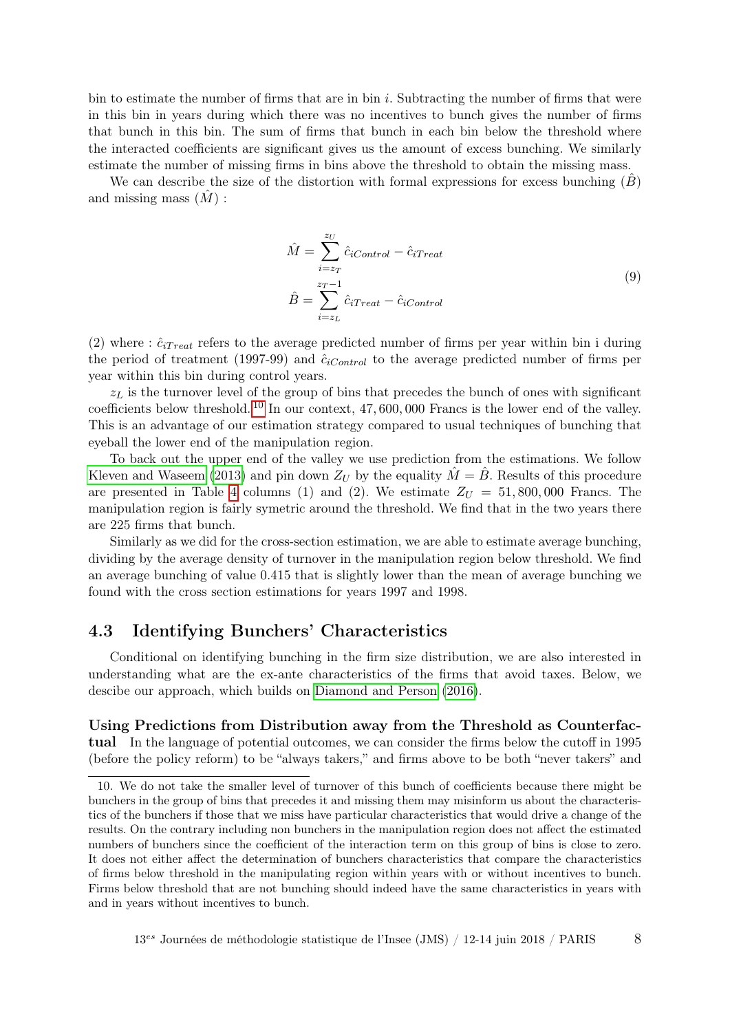bin to estimate the number of firms that are in bin $i$. Subtracting the number of firms that were in this bin in years during which there was no incentives to bunch gives the number of firms that bunch in this bin. The sum of firms that bunch in each bin below the threshold where the interacted coefficients are significant gives us the amount of excess bunching. We similarly estimate the number of missing firms in bins above the threshold to obtain the missing mass.

We can describe the size of the distortion with formal expressions for excess bunching ($\hat{B}$) and missing mass ($\hat{M}$) :

$$
\begin{aligned}
\hat{M} &= \sum_{i=z_T}^{z_U} \hat{c}_{iControl} - \hat{c}_{iTreat} \\
\hat{B} &= \sum_{i=z_L}^{z_T-1} \hat{c}_{iTreat} - \hat{c}_{iControl}
\end{aligned}
\tag{9}
$$

(2) where : $\hat{c}_{iTreat}$ refers to the average predicted number of firms per year within bin i during the period of treatment (1997-99) and $\hat{c}_{iControl}$ to the average predicted number of firms per year within this bin during control years.

$z_L$ is the turnover level of the group of bins that precedes the bunch of ones with significant coefficients below threshold.[10] In our context, 47,600,000 Francs is the lower end of the valley. This is an advantage of our estimation strategy compared to usual techniques of bunching that eyeball the lower end of the manipulation region.

To back out the upper end of the valley we use prediction from the estimations. We follow Kleven and Waseem (2013) and pin down $Z_U$ by the equality $\hat{M} = \hat{B}$. Results of this procedure are presented in Table 4 columns (1) and (2). We estimate $Z_U = 51,800,000$ Francs. The manipulation region is fairly symetric around the threshold. We find that in the two years there are 225 firms that bunch.

Similarly as we did for the cross-section estimation, we are able to estimate average bunching, dividing by the average density of turnover in the manipulation region below threshold. We find an average bunching of value 0.415 that is slightly lower than the mean of average bunching we found with the cross section estimations for years 1997 and 1998.

## 4.3 Identifying Bunchers' Characteristics

Conditional on identifying bunching in the firm size distribution, we are also interested in understanding what are the ex-ante characteristics of the firms that avoid taxes. Below, we descibe our approach, which builds on Diamond and Person (2016).

**Using Predictions from Distribution away from the Threshold as Counterfactual** In the language of potential outcomes, we can consider the firms below the cutoff in 1995 (before the policy reform) to be "always takers," and firms above to be both "never takers" and

---

10. We do not take the smaller level of turnover of this bunch of coefficients because there might be bunchers in the group of bins that precedes it and missing them may misinform us about the characteristics of the bunchers if those that we miss have particular characteristics that would drive a change of the results. On the contrary including non bunchers in the manipulation region does not affect the estimated numbers of bunchers since the coefficient of the interaction term on this group of bins is close to zero. It does not either affect the determination of bunchers characteristics that compare the characteristics of firms below threshold in the manipulating region within years with or without incentives to bunch. Firms below threshold that are not bunching should indeed have the same characteristics in years with and in years without incentives to bunch.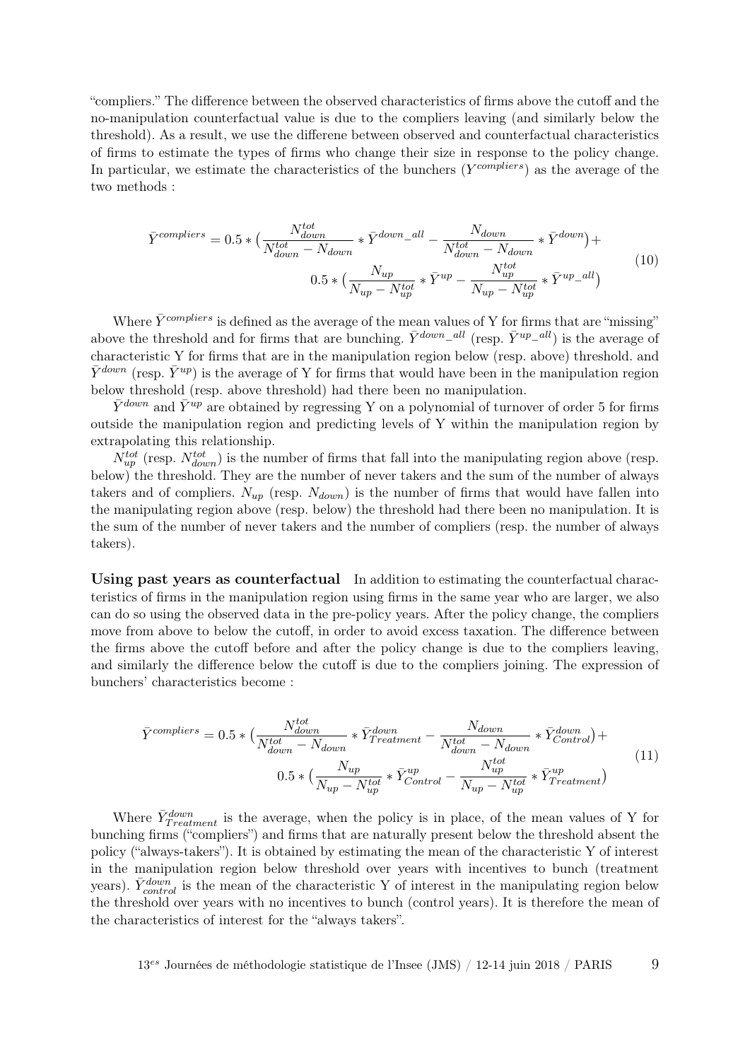"compliers." The difference between the observed characteristics of firms above the cutoff and the no-manipulation counterfactual value is due to the compliers leaving (and similarly below the threshold). As a result, we use the differene between observed and counterfactual characteristics of firms to estimate the types of firms who change their size in response to the policy change. In particular, we estimate the characteristics of the bunchers ($Y^{compliers}$) as the average of the two methods :

$$\bar{Y}^{compliers} = 0.5 * \big(\frac{N_{down}^{tot}}{N_{down}^{tot} - N_{down}} * \bar{Y}^{down\_all} - \frac{N_{down}}{N_{down}^{tot} - N_{down}} * \bar{Y}^{down}\big) + 0.5 * \big(\frac{N_{up}}{N_{up} - N_{up}^{tot}} * \bar{Y}^{up} - \frac{N_{up}^{tot}}{N_{up} - N_{up}^{tot}} * \bar{Y}^{up\_all}\big) \tag{10}$$

Where $\bar{Y}^{compliers}$ is defined as the average of the mean values of Y for firms that are "missing" above the threshold and for firms that are bunching. $\bar{Y}^{down\_all}$ (resp. $\bar{Y}^{up\_all}$) is the average of characteristic Y for firms that are in the manipulation region below (resp. above) threshold. and $\bar{Y}^{down}$ (resp. $\bar{Y}^{up}$) is the average of Y for firms that would have been in the manipulation region below threshold (resp. above threshold) had there been no manipulation.

$\bar{Y}^{down}$ and $\bar{Y}^{up}$ are obtained by regressing Y on a polynomial of turnover of order 5 for firms outside the manipulation region and predicting levels of Y within the manipulation region by extrapolating this relationship.

$N_{up}^{tot}$ (resp. $N_{down}^{tot}$) is the number of firms that fall into the manipulating region above (resp. below) the threshold. They are the number of never takers and the sum of the number of always takers and of compliers. $N_{up}$ (resp. $N_{down}$) is the number of firms that would have fallen into the manipulating region above (resp. below) the threshold had there been no manipulation. It is the sum of the number of never takers and the number of compliers (resp. the number of always takers).

**Using past years as counterfactual** In addition to estimating the counterfactual characteristics of firms in the manipulation region using firms in the same year who are larger, we also can do so using the observed data in the pre-policy years. After the policy change, the compliers move from above to below the cutoff, in order to avoid excess taxation. The difference between the firms above the cutoff before and after the policy change is due to the compliers leaving, and similarly the difference below the cutoff is due to the compliers joining. The expression of bunchers' characteristics become :

$$\bar{Y}^{compliers} = 0.5 * \big(\frac{N_{down}^{tot}}{N_{down}^{tot} - N_{down}} * \bar{Y}_{Treatment}^{down} - \frac{N_{down}}{N_{down}^{tot} - N_{down}} * \bar{Y}_{Control}^{down}\big) + 0.5 * \big(\frac{N_{up}}{N_{up} - N_{up}^{tot}} * \bar{Y}_{Control}^{up} - \frac{N_{up}^{tot}}{N_{up} - N_{up}^{tot}} * \bar{Y}_{Treatment}^{up}\big) \tag{11}$$

Where $\bar{Y}_{Treatment}^{down}$ is the average, when the policy is in place, of the mean values of Y for bunching firms ("compliers") and firms that are naturally present below the threshold absent the policy ("always-takers"). It is obtained by estimating the mean of the characteristic Y of interest in the manipulation region below threshold over years with incentives to bunch (treatment years). $\bar{Y}_{control}^{down}$ is the mean of the characteristic Y of interest in the manipulating region below the threshold over years with no incentives to bunch (control years). It is therefore the mean of the characteristics of interest for the "always takers".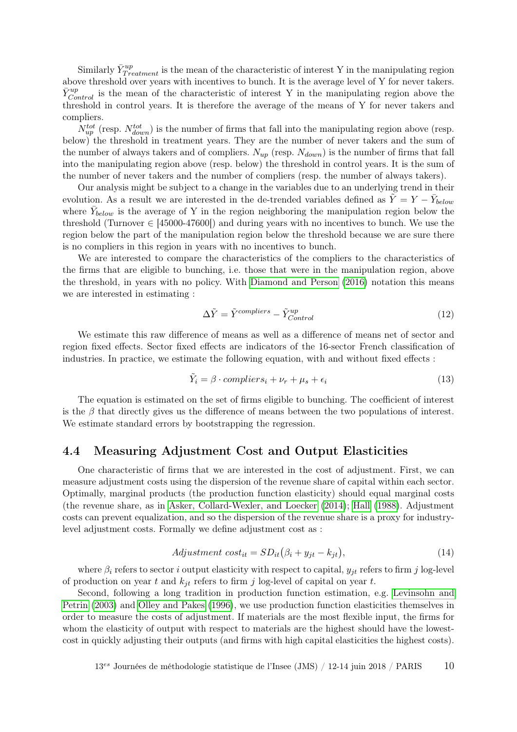Similarly $\bar{Y}^{up}_{Treatment}$ is the mean of the characteristic of interest Y in the manipulating region above threshold over years with incentives to bunch. It is the average level of Y for never takers. $\bar{Y}^{up}_{Control}$ is the mean of the characteristic of interest Y in the manipulating region above the threshold in control years. It is therefore the average of the means of Y for never takers and compliers.

$N^{tot}_{up}$ (resp. $N^{tot}_{down}$) is the number of firms that fall into the manipulating region above (resp. below) the threshold in treatment years. They are the number of never takers and the sum of the number of always takers and of compliers. $N_{up}$ (resp. $N_{down}$) is the number of firms that fall into the manipulating region above (resp. below) the threshold in control years. It is the sum of the number of never takers and the number of compliers (resp. the number of always takers).

Our analysis might be subject to a change in the variables due to an underlying trend in their evolution. As a result we are interested in the de-trended variables defined as $\tilde{Y} = Y - \bar{Y}_{below}$ where $\bar{Y}_{below}$ is the average of Y in the region neighboring the manipulation region below the threshold (Turnover $\in$ [45000-47600[) and during years with no incentives to bunch. We use the region below the part of the manipulation region below the threshold because we are sure there is no compliers in this region in years with no incentives to bunch.

We are interested to compare the characteristics of the compliers to the characteristics of the firms that are eligible to bunching, i.e. those that were in the manipulation region, above the threshold, in years with no policy. With Diamond and Person (2016) notation this means we are interested in estimating :

$$\Delta\tilde{Y} = \tilde{Y}^{compliers} - \tilde{Y}^{up}_{Control} \tag{12}$$

We estimate this raw difference of means as well as a difference of means net of sector and region fixed effects. Sector fixed effects are indicators of the 16-sector French classification of industries. In practice, we estimate the following equation, with and without fixed effects :

$$\tilde{Y}_i = \beta \cdot compliers_i + \nu_r + \mu_s + \epsilon_i \tag{13}$$

The equation is estimated on the set of firms eligible to bunching. The coefficient of interest is the $\beta$ that directly gives us the difference of means between the two populations of interest. We estimate standard errors by bootstrapping the regression.

## 4.4 Measuring Adjustment Cost and Output Elasticities

One characteristic of firms that we are interested in the cost of adjustment. First, we can measure adjustment costs using the dispersion of the revenue share of capital within each sector. Optimally, marginal products (the production function elasticity) should equal marginal costs (the revenue share, as in Asker, Collard-Wexler, and Loecker (2014); Hall (1988). Adjustment costs can prevent equalization, and so the dispersion of the revenue share is a proxy for industry-level adjustment costs. Formally we define adjustment cost as :

$$Adjustment\ cost_{it} = SD_{it}\big(\beta_i + y_{jt} - k_{jt}\big), \tag{14}$$

where $\beta_i$ refers to sector $i$ output elasticity with respect to capital, $y_{jt}$ refers to firm $j$ log-level of production on year $t$ and $k_{jt}$ refers to firm $j$ log-level of capital on year $t$.

Second, following a long tradition in production function estimation, e.g. Levinsohn and Petrin (2003) and Olley and Pakes (1996), we use production function elasticities themselves in order to measure the costs of adjustment. If materials are the most flexible input, the firms for whom the elasticity of output with respect to materials are the highest should have the lowest-cost in quickly adjusting their outputs (and firms with high capital elasticities the highest costs).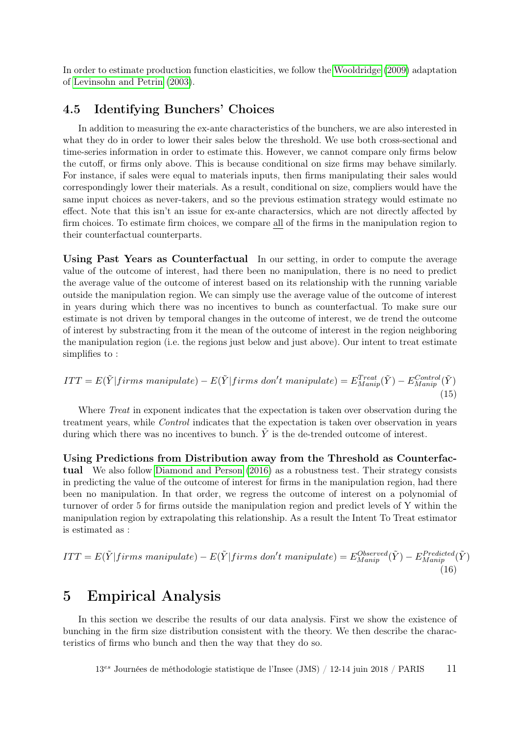In order to estimate production function elasticities, we follow the Wooldridge (2009) adaptation of Levinsohn and Petrin (2003).

## 4.5 Identifying Bunchers' Choices

In addition to measuring the ex-ante characteristics of the bunchers, we are also interested in what they do in order to lower their sales below the threshold. We use both cross-sectional and time-series information in order to estimate this. However, we cannot compare only firms below the cutoff, or firms only above. This is because conditional on size firms may behave similarly. For instance, if sales were equal to materials inputs, then firms manipulating their sales would correspondingly lower their materials. As a result, conditional on size, compliers would have the same input choices as never-takers, and so the previous estimation strategy would estimate no effect. Note that this isn't an issue for ex-ante charactersics, which are not directly affected by firm choices. To estimate firm choices, we compare <u>all</u> of the firms in the manipulation region to their counterfactual counterparts.

**Using Past Years as Counterfactual** In our setting, in order to compute the average value of the outcome of interest, had there been no manipulation, there is no need to predict the average value of the outcome of interest based on its relationship with the running variable outside the manipulation region. We can simply use the average value of the outcome of interest in years during which there was no incentives to bunch as counterfactual. To make sure our estimate is not driven by temporal changes in the outcome of interest, we de trend the outcome of interest by substracting from it the mean of the outcome of interest in the region neighboring the manipulation region (i.e. the regions just below and just above). Our intent to treat estimate simplifies to :

$$ITT = E(\tilde{Y}|firms\ manipulate) - E(\tilde{Y}|firms\ don't\ manipulate) = E^{Treat}_{Manip}(\tilde{Y}) - E^{Control}_{Manip}(\tilde{Y}) \tag{15}$$

Where *Treat* in exponent indicates that the expectation is taken over observation during the treatment years, while *Control* indicates that the expectation is taken over observation in years during which there was no incentives to bunch. $\tilde{Y}$ is the de-trended outcome of interest.

**Using Predictions from Distribution away from the Threshold as Counterfactual** We also follow Diamond and Person (2016) as a robustness test. Their strategy consists in predicting the value of the outcome of interest for firms in the manipulation region, had there been no manipulation. In that order, we regress the outcome of interest on a polynomial of turnover of order 5 for firms outside the manipulation region and predict levels of Y within the manipulation region by extrapolating this relationship. As a result the Intent To Treat estimator is estimated as :

$$ITT = E(\tilde{Y}|firms\ manipulate) - E(\tilde{Y}|firms\ don't\ manipulate) = E^{Observed}_{Manip}(\tilde{Y}) - E^{Predicted}_{Manip}(\tilde{Y}) \tag{16}$$

# 5 Empirical Analysis

In this section we describe the results of our data analysis. First we show the existence of bunching in the firm size distribution consistent with the theory. We then describe the characteristics of firms who bunch and then the way that they do so.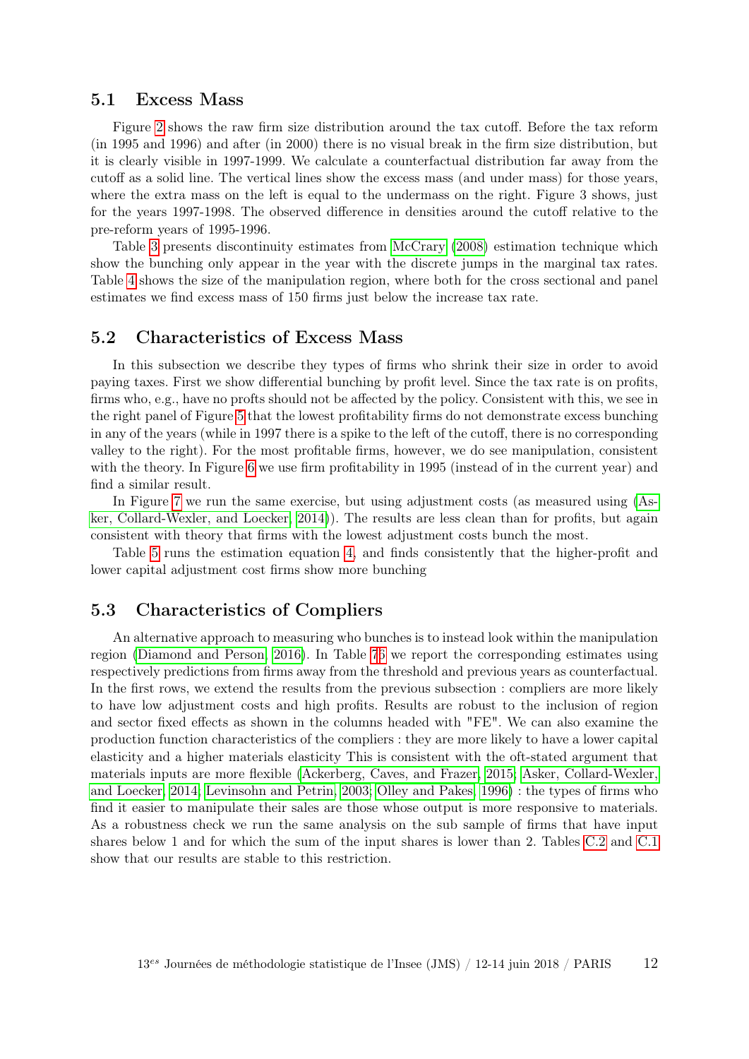## 5.1 Excess Mass

Figure 2 shows the raw firm size distribution around the tax cutoff. Before the tax reform (in 1995 and 1996) and after (in 2000) there is no visual break in the firm size distribution, but it is clearly visible in 1997-1999. We calculate a counterfactual distribution far away from the cutoff as a solid line. The vertical lines show the excess mass (and under mass) for those years, where the extra mass on the left is equal to the undermass on the right. Figure 3 shows, just for the years 1997-1998. The observed difference in densities around the cutoff relative to the pre-reform years of 1995-1996.

Table 3 presents discontinuity estimates from McCrary (2008) estimation technique which show the bunching only appear in the year with the discrete jumps in the marginal tax rates. Table 4 shows the size of the manipulation region, where both for the cross sectional and panel estimates we find excess mass of 150 firms just below the increase tax rate.

## 5.2 Characteristics of Excess Mass

In this subsection we describe they types of firms who shrink their size in order to avoid paying taxes. First we show differential bunching by profit level. Since the tax rate is on profits, firms who, e.g., have no profits should not be affected by the policy. Consistent with this, we see in the right panel of Figure 5 that the lowest profitability firms do not demonstrate excess bunching in any of the years (while in 1997 there is a spike to the left of the cutoff, there is no corresponding valley to the right). For the most profitable firms, however, we do see manipulation, consistent with the theory. In Figure 6 we use firm profitability in 1995 (instead of in the current year) and find a similar result.

In Figure 7 we run the same exercise, but using adjustment costs (as measured using (Asker, Collard-Wexler, and Loecker, 2014)). The results are less clean than for profits, but again consistent with theory that firms with the lowest adjustment costs bunch the most.

Table 5 runs the estimation equation 4, and finds consistently that the higher-profit and lower capital adjustment cost firms show more bunching

## 5.3 Characteristics of Compliers

An alternative approach to measuring who bunches is to instead look within the manipulation region (Diamond and Person, 2016). In Table 76 we report the corresponding estimates using respectively predictions from firms away from the threshold and previous years as counterfactual. In the first rows, we extend the results from the previous subsection : compliers are more likely to have low adjustment costs and high profits. Results are robust to the inclusion of region and sector fixed effects as shown in the columns headed with "FE". We can also examine the production function characteristics of the compliers : they are more likely to have a lower capital elasticity and a higher materials elasticity This is consistent with the oft-stated argument that materials inputs are more flexible (Ackerberg, Caves, and Frazer, 2015; Asker, Collard-Wexler, and Loecker, 2014; Levinsohn and Petrin, 2003; Olley and Pakes, 1996) : the types of firms who find it easier to manipulate their sales are those whose output is more responsive to materials. As a robustness check we run the same analysis on the sub sample of firms that have input shares below 1 and for which the sum of the input shares is lower than 2. Tables C.2 and C.1 show that our results are stable to this restriction.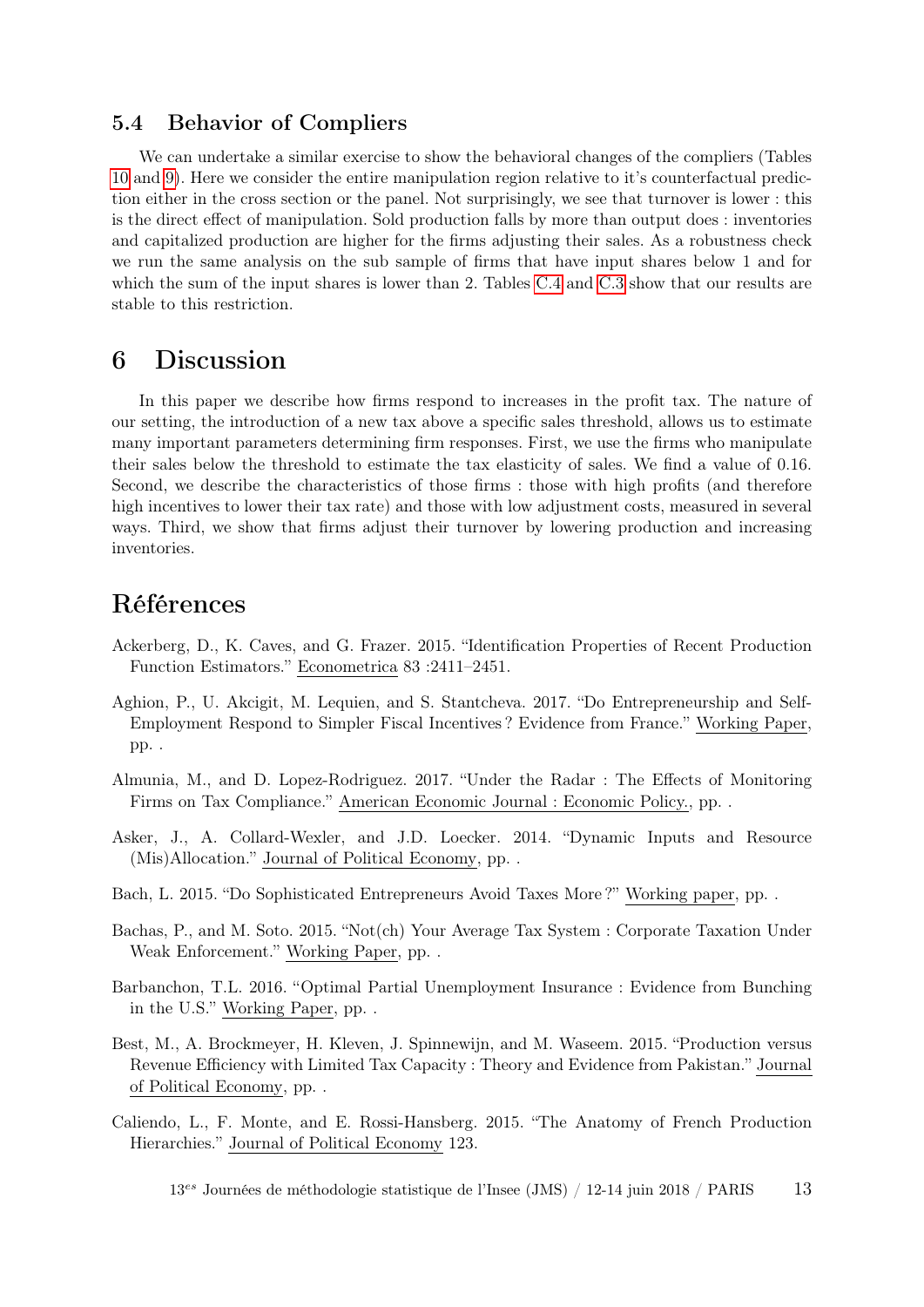### 5.4 Behavior of Compliers

We can undertake a similar exercise to show the behavioral changes of the compliers (Tables 10 and 9). Here we consider the entire manipulation region relative to it's counterfactual prediction either in the cross section or the panel. Not surprisingly, we see that turnover is lower : this is the direct effect of manipulation. Sold production falls by more than output does : inventories and capitalized production are higher for the firms adjusting their sales. As a robustness check we run the same analysis on the sub sample of firms that have input shares below 1 and for which the sum of the input shares is lower than 2. Tables C.4 and C.3 show that our results are stable to this restriction.

## 6 Discussion

In this paper we describe how firms respond to increases in the profit tax. The nature of our setting, the introduction of a new tax above a specific sales threshold, allows us to estimate many important parameters determining firm responses. First, we use the firms who manipulate their sales below the threshold to estimate the tax elasticity of sales. We find a value of 0.16. Second, we describe the characteristics of those firms : those with high profits (and therefore high incentives to lower their tax rate) and those with low adjustment costs, measured in several ways. Third, we show that firms adjust their turnover by lowering production and increasing inventories.

# Références

Ackerberg, D., K. Caves, and G. Frazer. 2015. "Identification Properties of Recent Production Function Estimators." Econometrica 83 :2411–2451.

Aghion, P., U. Akcigit, M. Lequien, and S. Stantcheva. 2017. "Do Entrepreneurship and Self-Employment Respond to Simpler Fiscal Incentives ? Evidence from France." Working Paper, pp. .

Almunia, M., and D. Lopez-Rodriguez. 2017. "Under the Radar : The Effects of Monitoring Firms on Tax Compliance." American Economic Journal : Economic Policy., pp. .

Asker, J., A. Collard-Wexler, and J.D. Loecker. 2014. "Dynamic Inputs and Resource (Mis)Allocation." Journal of Political Economy, pp. .

Bach, L. 2015. "Do Sophisticated Entrepreneurs Avoid Taxes More ?" Working paper, pp. .

Bachas, P., and M. Soto. 2015. "Not(ch) Your Average Tax System : Corporate Taxation Under Weak Enforcement." Working Paper, pp. .

Barbanchon, T.L. 2016. "Optimal Partial Unemployment Insurance : Evidence from Bunching in the U.S." Working Paper, pp. .

Best, M., A. Brockmeyer, H. Kleven, J. Spinnewijn, and M. Waseem. 2015. "Production versus Revenue Efficiency with Limited Tax Capacity : Theory and Evidence from Pakistan." Journal of Political Economy, pp. .

Caliendo, L., F. Monte, and E. Rossi-Hansberg. 2015. "The Anatomy of French Production Hierarchies." Journal of Political Economy 123.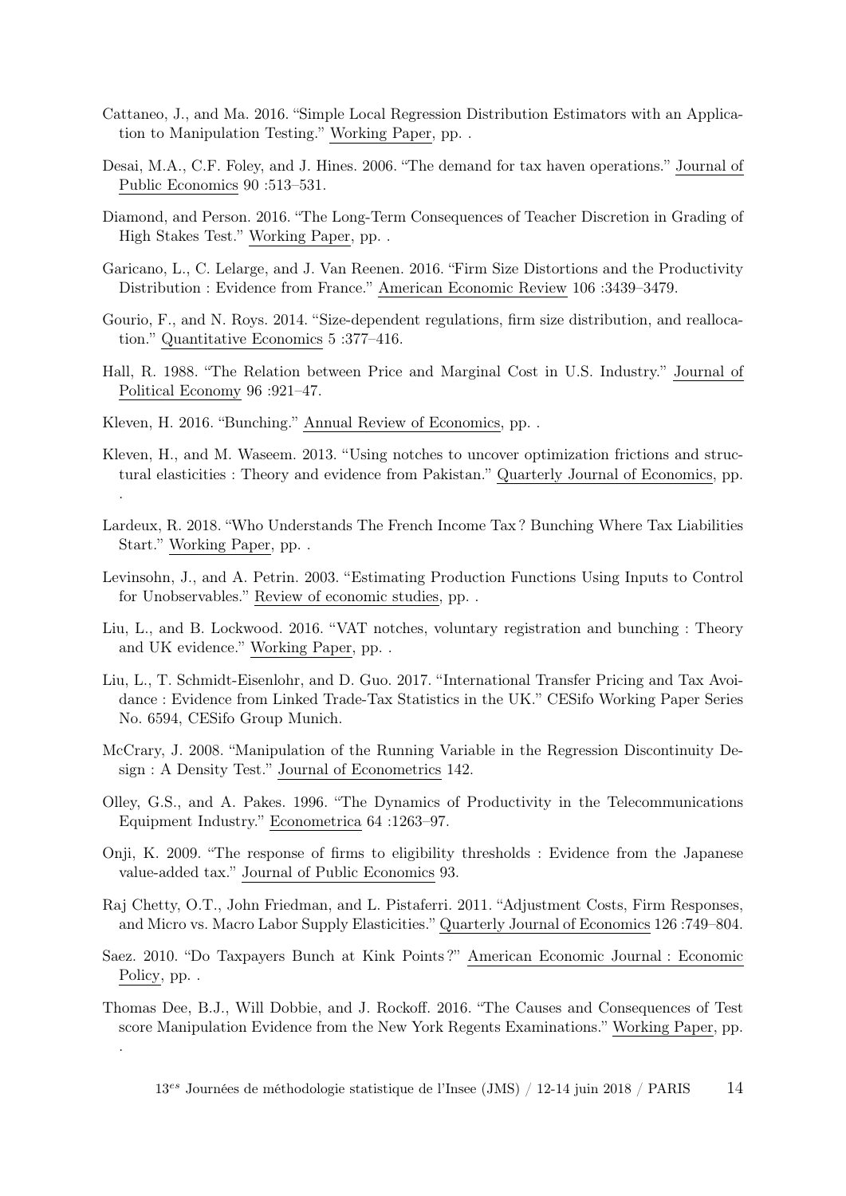Cattaneo, J., and Ma. 2016. "Simple Local Regression Distribution Estimators with an Application to Manipulation Testing." Working Paper, pp. .

Desai, M.A., C.F. Foley, and J. Hines. 2006. "The demand for tax haven operations." Journal of Public Economics 90 :513–531.

Diamond, and Person. 2016. "The Long-Term Consequences of Teacher Discretion in Grading of High Stakes Test." Working Paper, pp. .

Garicano, L., C. Lelarge, and J. Van Reenen. 2016. "Firm Size Distortions and the Productivity Distribution : Evidence from France." American Economic Review 106 :3439–3479.

Gourio, F., and N. Roys. 2014. "Size-dependent regulations, firm size distribution, and reallocation." Quantitative Economics 5 :377–416.

Hall, R. 1988. "The Relation between Price and Marginal Cost in U.S. Industry." Journal of Political Economy 96 :921–47.

Kleven, H. 2016. "Bunching." Annual Review of Economics, pp. .

Kleven, H., and M. Waseem. 2013. "Using notches to uncover optimization frictions and structural elasticities : Theory and evidence from Pakistan." Quarterly Journal of Economics, pp. .

Lardeux, R. 2018. "Who Understands The French Income Tax ? Bunching Where Tax Liabilities Start." Working Paper, pp. .

Levinsohn, J., and A. Petrin. 2003. "Estimating Production Functions Using Inputs to Control for Unobservables." Review of economic studies, pp. .

Liu, L., and B. Lockwood. 2016. "VAT notches, voluntary registration and bunching : Theory and UK evidence." Working Paper, pp. .

Liu, L., T. Schmidt-Eisenlohr, and D. Guo. 2017. "International Transfer Pricing and Tax Avoidance : Evidence from Linked Trade-Tax Statistics in the UK." CESifo Working Paper Series No. 6594, CESifo Group Munich.

McCrary, J. 2008. "Manipulation of the Running Variable in the Regression Discontinuity Design : A Density Test." Journal of Econometrics 142.

Olley, G.S., and A. Pakes. 1996. "The Dynamics of Productivity in the Telecommunications Equipment Industry." Econometrica 64 :1263–97.

Onji, K. 2009. "The response of firms to eligibility thresholds : Evidence from the Japanese value-added tax." Journal of Public Economics 93.

Raj Chetty, O.T., John Friedman, and L. Pistaferri. 2011. "Adjustment Costs, Firm Responses, and Micro vs. Macro Labor Supply Elasticities." Quarterly Journal of Economics 126 :749–804.

Saez. 2010. "Do Taxpayers Bunch at Kink Points ?" American Economic Journal : Economic Policy, pp. .

Thomas Dee, B.J., Will Dobbie, and J. Rockoff. 2016. "The Causes and Consequences of Test score Manipulation Evidence from the New York Regents Examinations." Working Paper, pp. .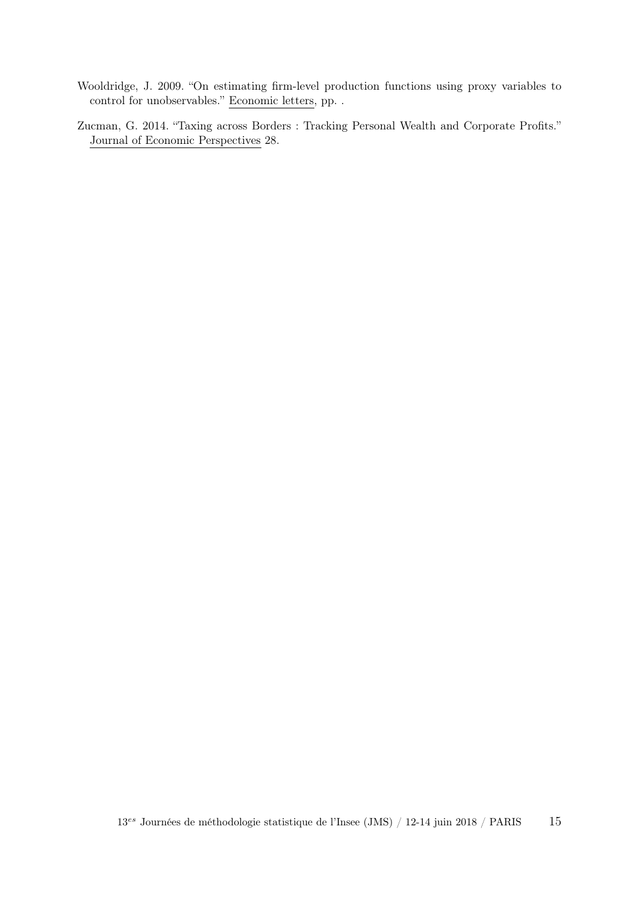Wooldridge, J. 2009. "On estimating firm-level production functions using proxy variables to control for unobservables." Economic letters, pp. .

Zucman, G. 2014. "Taxing across Borders : Tracking Personal Wealth and Corporate Profits." Journal of Economic Perspectives 28.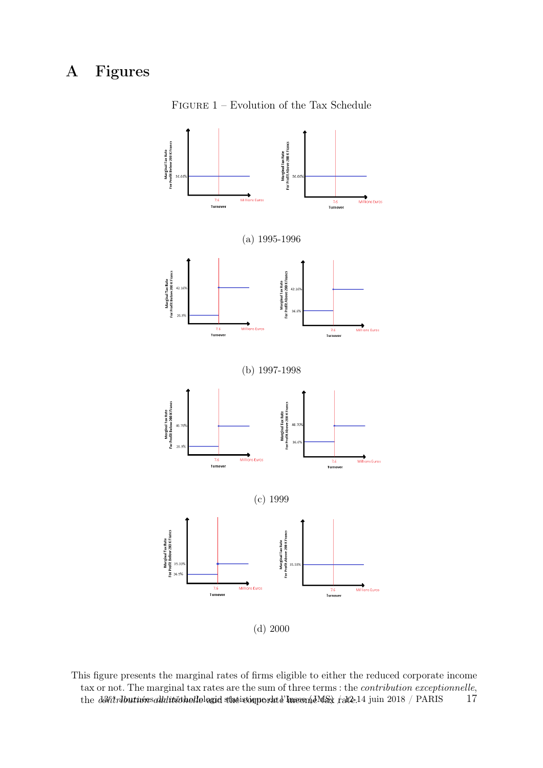# A Figures

FIGURE 1 – Evolution of the Tax Schedule

(a) 1995-1996

(b) 1997-1998

(c) 1999

(d) 2000

This figure presents the marginal rates of firms eligible to either the reduced corporate income tax or not. The marginal tax rates are the sum of three terms : the *contribution exceptionnelle*, the *contribution additionnelle* and the corporate income tax rate.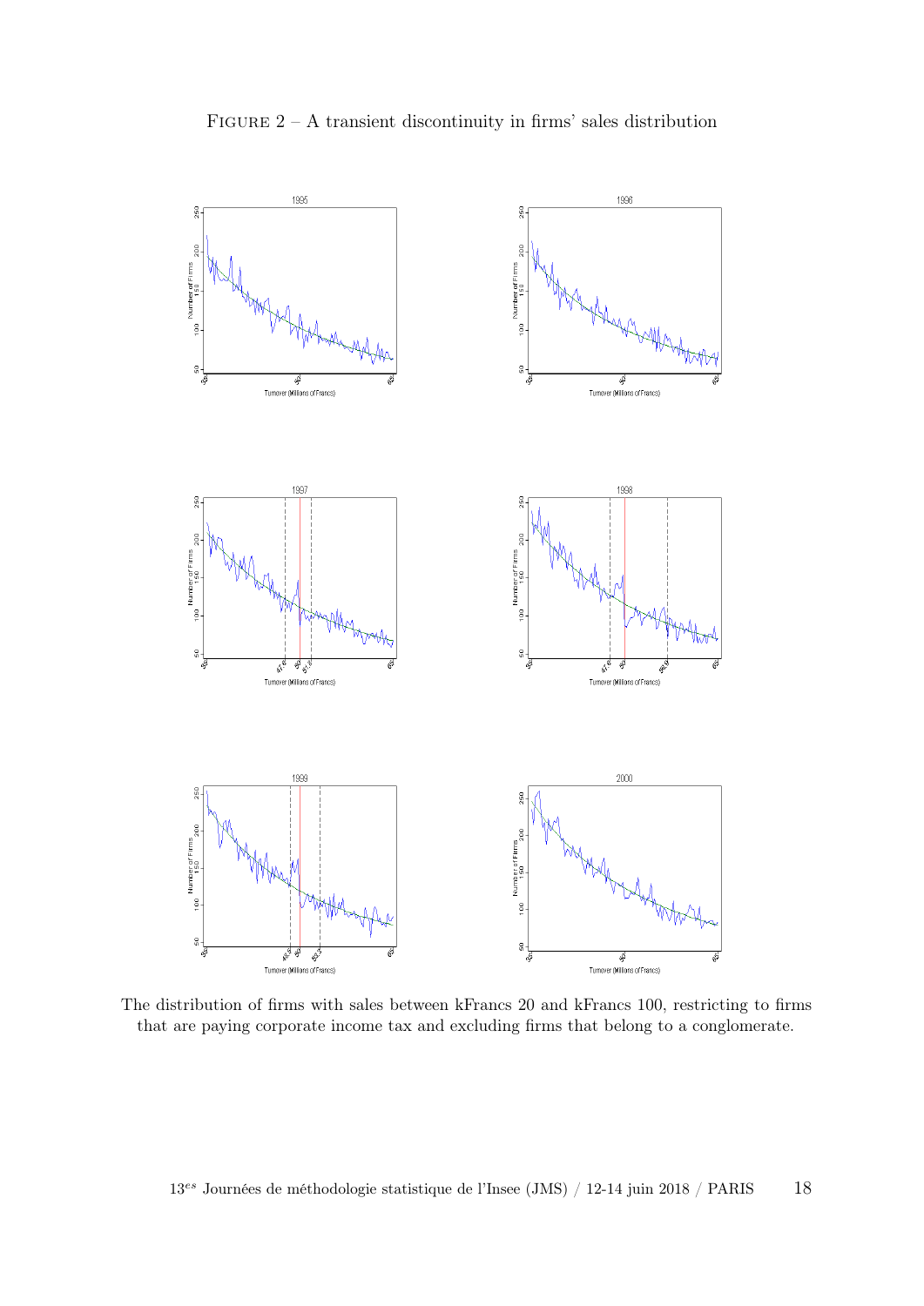Figure 2 – A transient discontinuity in firms' sales distribution

The distribution of firms with sales between kFrancs 20 and kFrancs 100, restricting to firms that are paying corporate income tax and excluding firms that belong to a conglomerate.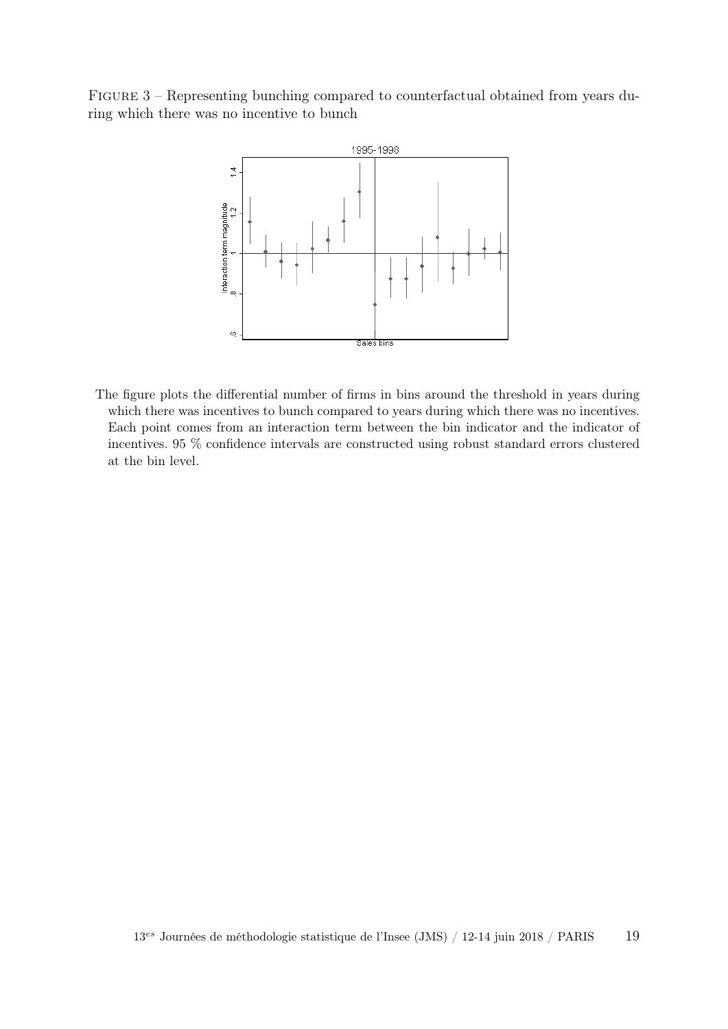Figure 3 – Representing bunching compared to counterfactual obtained from years during which there was no incentive to bunch

The figure plots the differential number of firms in bins around the threshold in years during which there was incentives to bunch compared to years during which there was no incentives. Each point comes from an interaction term between the bin indicator and the indicator of incentives. 95 % confidence intervals are constructed using robust standard errors clustered at the bin level.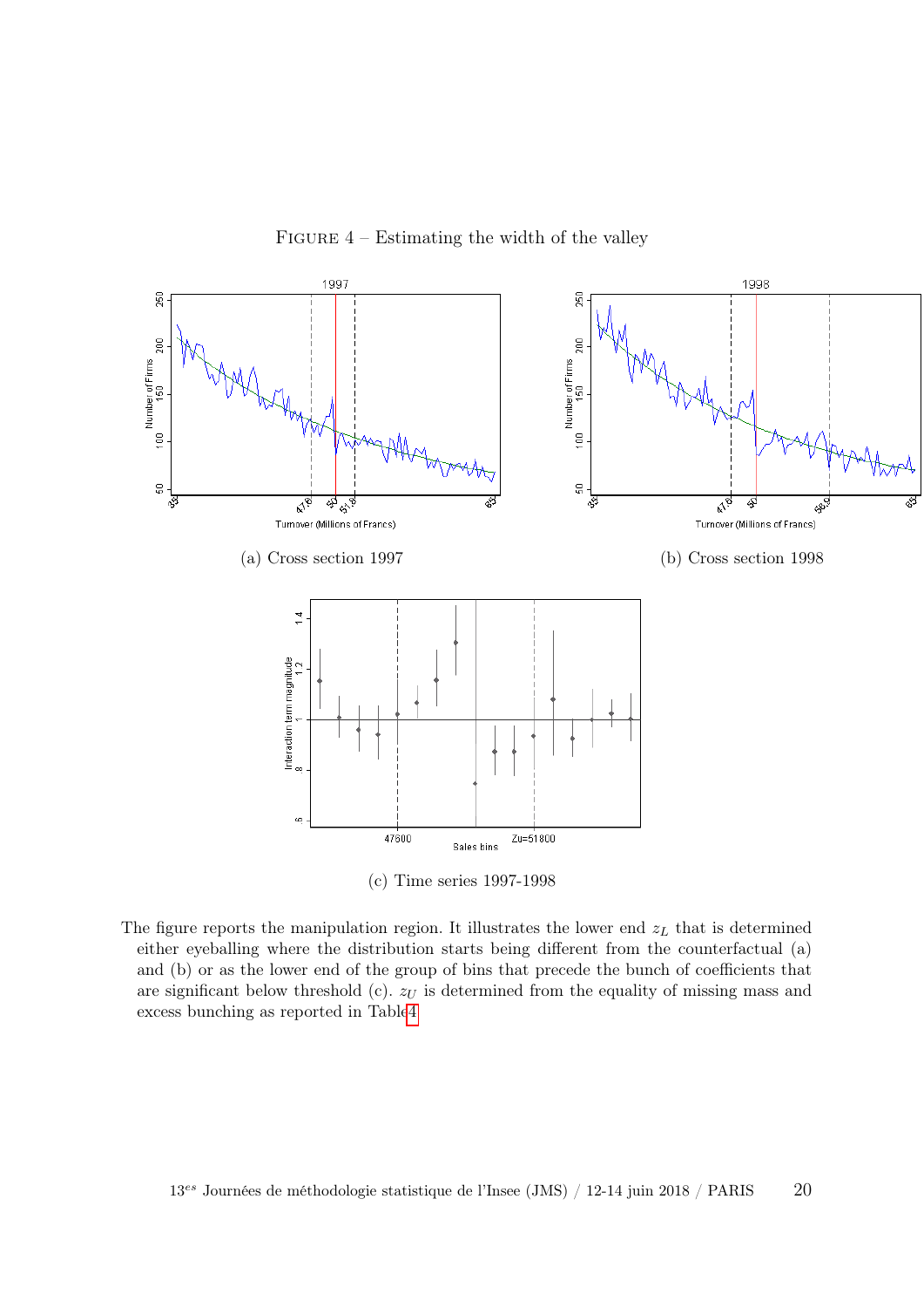Figure 4 – Estimating the width of the valley

(a) Cross section 1997

(b) Cross section 1998

(c) Time series 1997-1998

The figure reports the manipulation region. It illustrates the lower end $z_L$ that is determined either eyeballing where the distribution starts being different from the counterfactual (a) and (b) or as the lower end of the group of bins that precede the bunch of coefficients that are significant below threshold (c). $z_U$ is determined from the equality of missing mass and excess bunching as reported in Table 4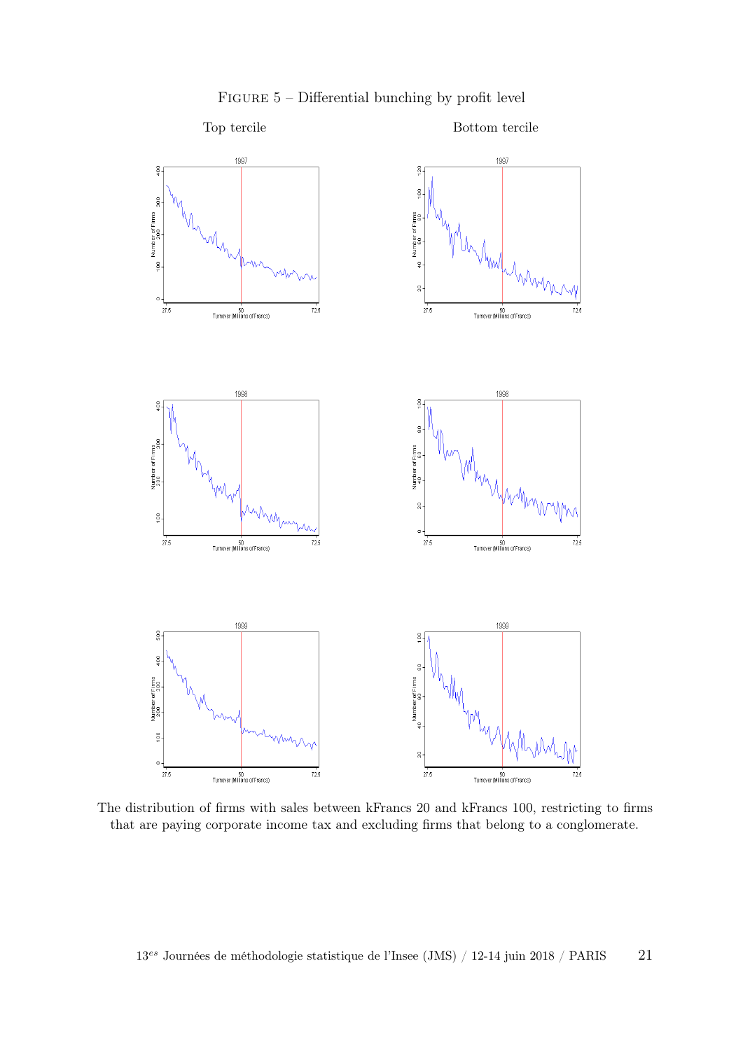FIGURE 5 – Differential bunching by profit level

Top tercile

Bottom tercile

The distribution of firms with sales between kFrancs 20 and kFrancs 100, restricting to firms that are paying corporate income tax and excluding firms that belong to a conglomerate.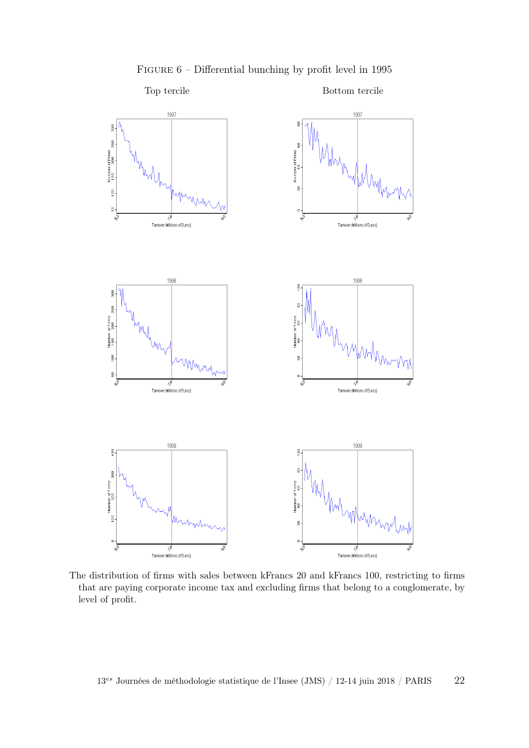FIGURE 6 – Differential bunching by profit level in 1995

Top tercile

Bottom tercile

The distribution of firms with sales between kFrancs 20 and kFrancs 100, restricting to firms that are paying corporate income tax and excluding firms that belong to a conglomerate, by level of profit.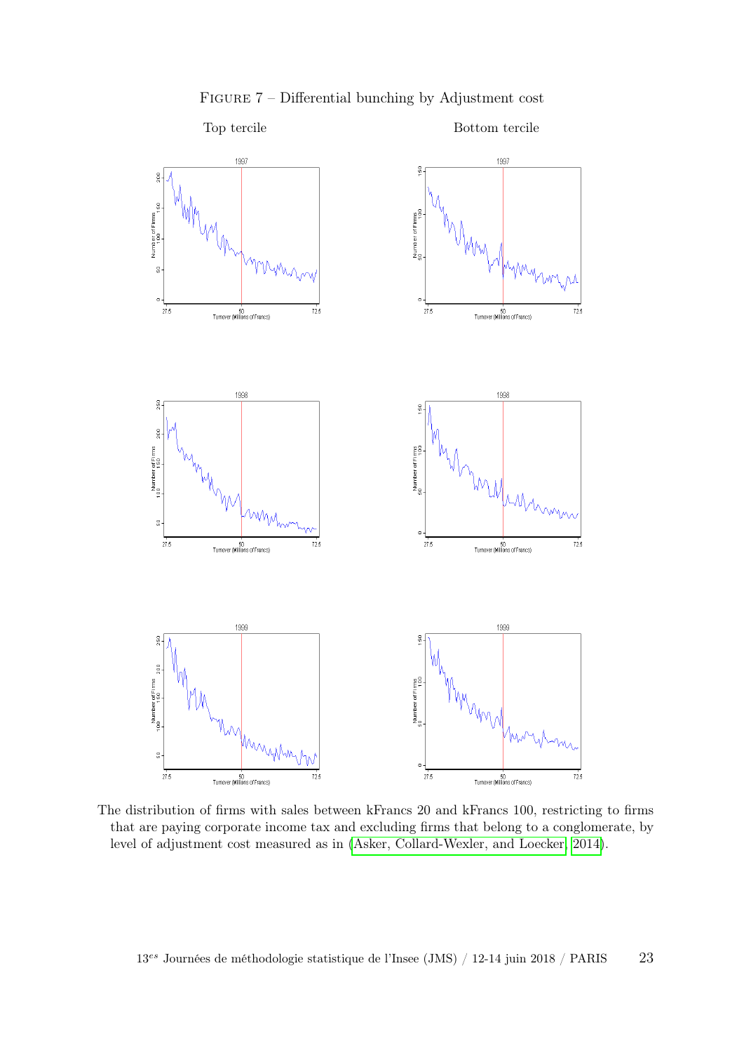Figure 7 – Differential bunching by Adjustment cost

Top tercile

Bottom tercile

The distribution of firms with sales between kFrancs 20 and kFrancs 100, restricting to firms that are paying corporate income tax and excluding firms that belong to a conglomerate, by level of adjustment cost measured as in (Asker, Collard-Wexler, and Loecker, 2014).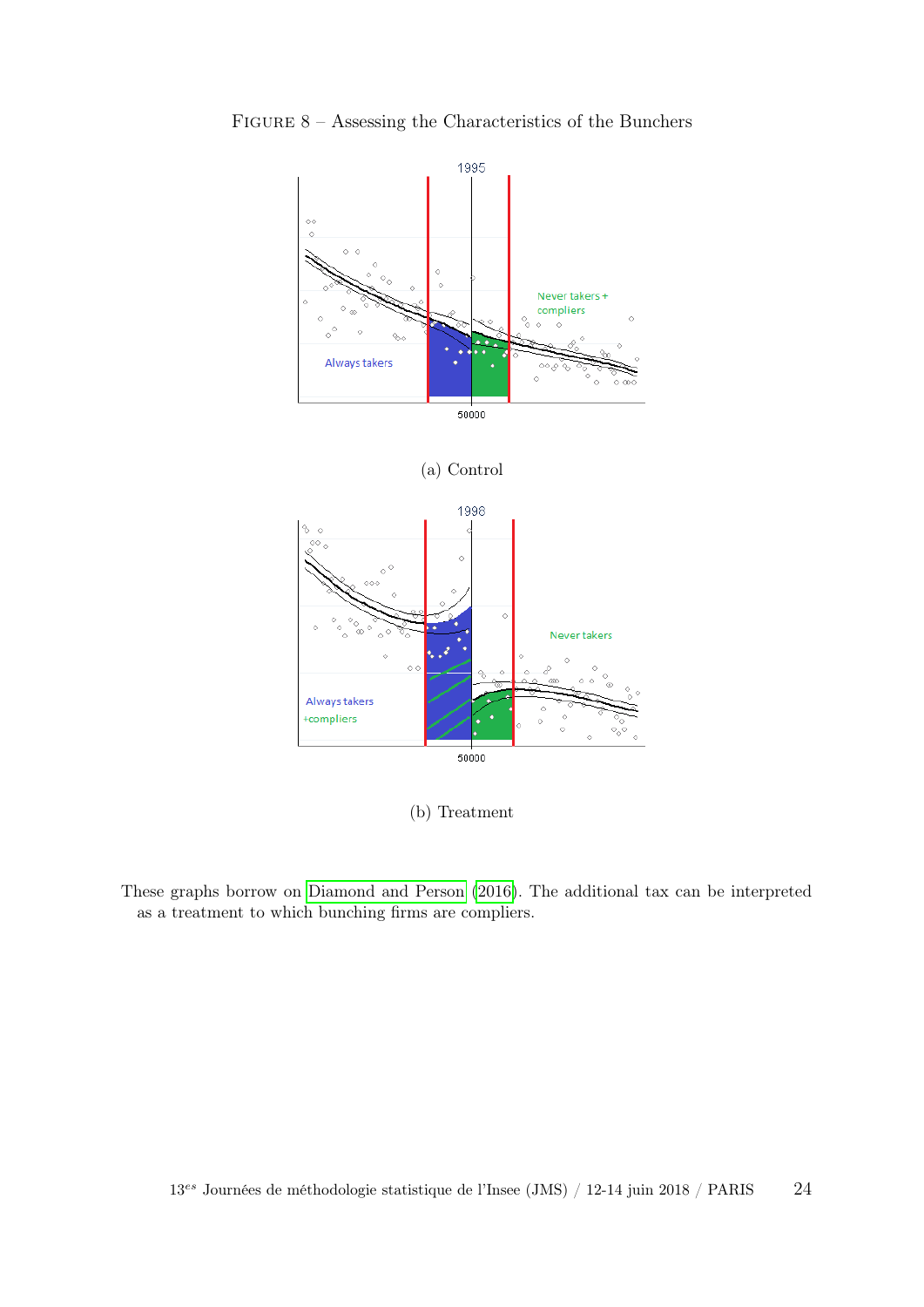FIGURE 8 – Assessing the Characteristics of the Bunchers

(a) Control

(b) Treatment

These graphs borrow on Diamond and Person (2016). The additional tax can be interpreted as a treatment to which bunching firms are compliers.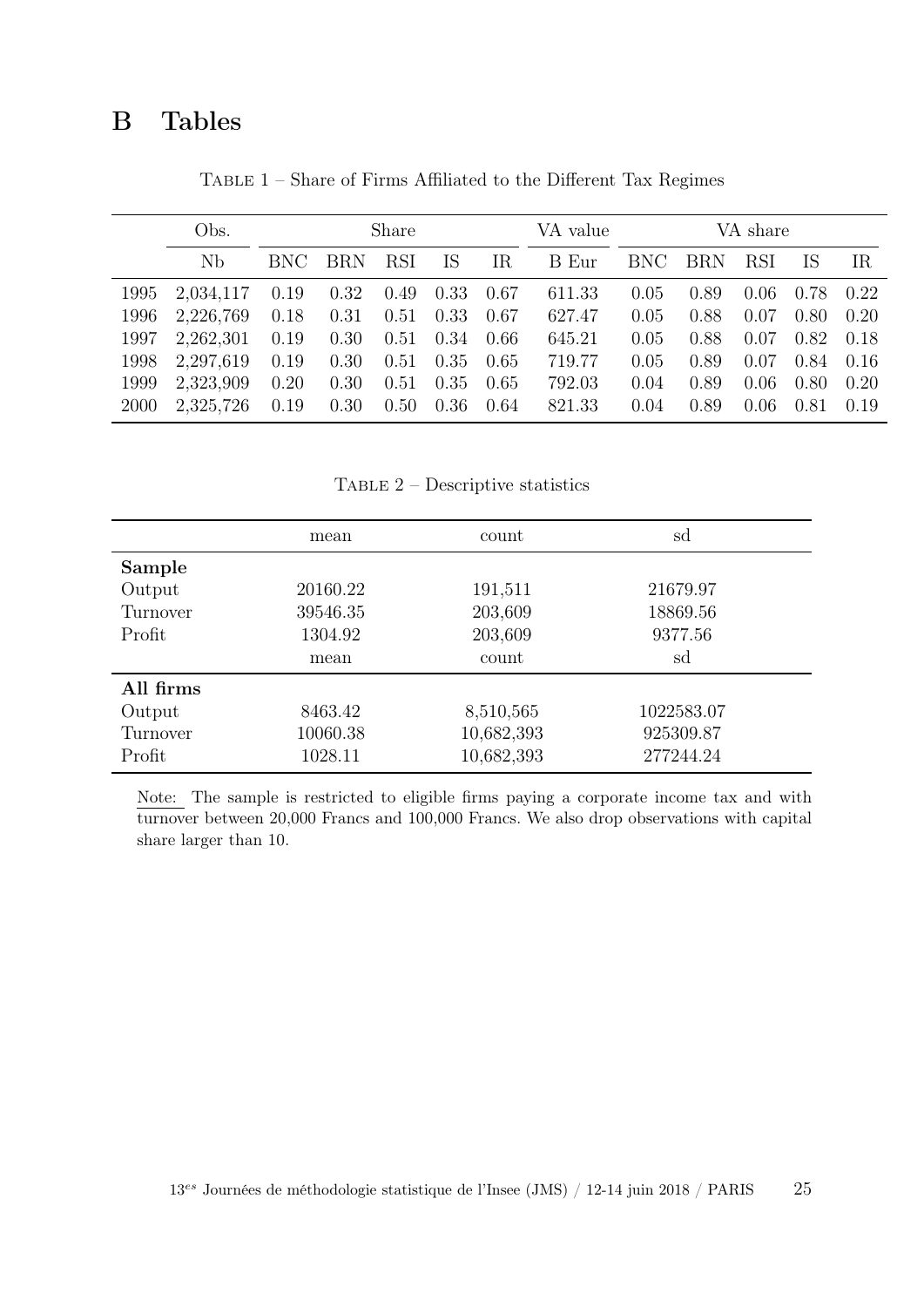## B Tables

Table 1 – Share of Firms Affiliated to the Different Tax Regimes

| | Obs. | Share | | | | | VA value | VA share | | | | |
|---|---|---|---|---|---|---|---|---|---|---|---|---|
| | Nb | BNC | BRN | RSI | IS | IR | B Eur | BNC | BRN | RSI | IS | IR |
| 1995 | 2,034,117 | 0.19 | 0.32 | 0.49 | 0.33 | 0.67 | 611.33 | 0.05 | 0.89 | 0.06 | 0.78 | 0.22 |
| 1996 | 2,226,769 | 0.18 | 0.31 | 0.51 | 0.33 | 0.67 | 627.47 | 0.05 | 0.88 | 0.07 | 0.80 | 0.20 |
| 1997 | 2,262,301 | 0.19 | 0.30 | 0.51 | 0.34 | 0.66 | 645.21 | 0.05 | 0.88 | 0.07 | 0.82 | 0.18 |
| 1998 | 2,297,619 | 0.19 | 0.30 | 0.51 | 0.35 | 0.65 | 719.77 | 0.05 | 0.89 | 0.07 | 0.84 | 0.16 |
| 1999 | 2,323,909 | 0.20 | 0.30 | 0.51 | 0.35 | 0.65 | 792.03 | 0.04 | 0.89 | 0.06 | 0.80 | 0.20 |
| 2000 | 2,325,726 | 0.19 | 0.30 | 0.50 | 0.36 | 0.64 | 821.33 | 0.04 | 0.89 | 0.06 | 0.81 | 0.19 |

Table 2 – Descriptive statistics

| | mean | count | sd |
|---|---|---|---|
| **Sample** | | | |
| Output | 20160.22 | 191,511 | 21679.97 |
| Turnover | 39546.35 | 203,609 | 18869.56 |
| Profit | 1304.92 | 203,609 | 9377.56 |
| | mean | count | sd |
| **All firms** | | | |
| Output | 8463.42 | 8,510,565 | 1022583.07 |
| Turnover | 10060.38 | 10,682,393 | 925309.87 |
| Profit | 1028.11 | 10,682,393 | 277244.24 |

Note: The sample is restricted to eligible firms paying a corporate income tax and with turnover between 20,000 Francs and 100,000 Francs. We also drop observations with capital share larger than 10.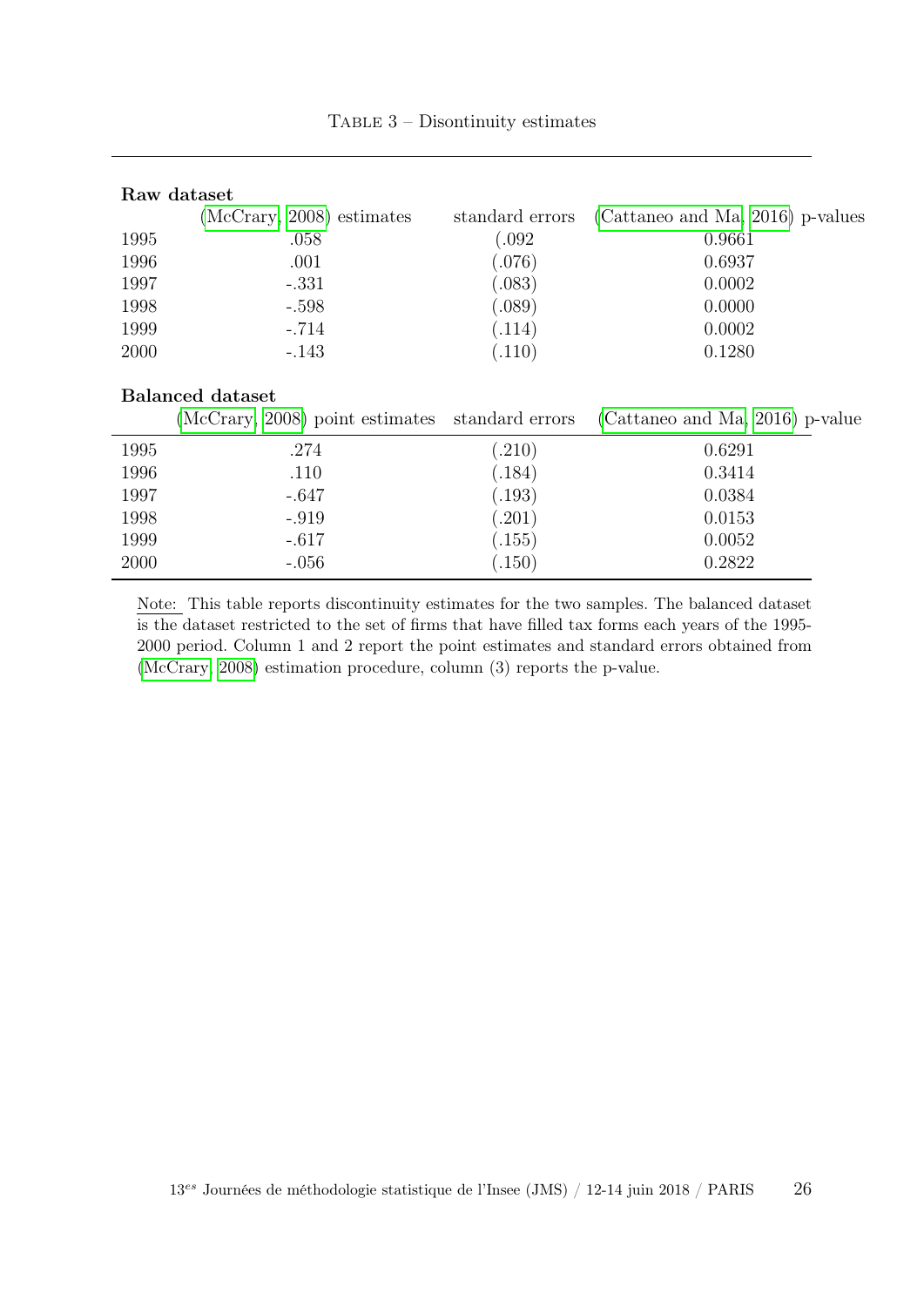Table 3 – Disontinuity estimates

| **Raw dataset** | | | |
|---|---|---|---|
| | (McCrary, 2008) estimates | standard errors | (Cattaneo and Ma, 2016) p-values |
| 1995 | .058 | (.092 | 0.9661 |
| 1996 | .001 | (.076) | 0.6937 |
| 1997 | -.331 | (.083) | 0.0002 |
| 1998 | -.598 | (.089) | 0.0000 |
| 1999 | -.714 | (.114) | 0.0002 |
| 2000 | -.143 | (.110) | 0.1280 |
| **Balanced dataset** | | | |
| | (McCrary, 2008) point estimates | standard errors | (Cattaneo and Ma, 2016) p-value |
| 1995 | .274 | (.210) | 0.6291 |
| 1996 | .110 | (.184) | 0.3414 |
| 1997 | -.647 | (.193) | 0.0384 |
| 1998 | -.919 | (.201) | 0.0153 |
| 1999 | -.617 | (.155) | 0.0052 |
| 2000 | -.056 | (.150) | 0.2822 |

Note: This table reports discontinuity estimates for the two samples. The balanced dataset is the dataset restricted to the set of firms that have filled tax forms each years of the 1995-2000 period. Column 1 and 2 report the point estimates and standard errors obtained from (McCrary, 2008) estimation procedure, column (3) reports the p-value.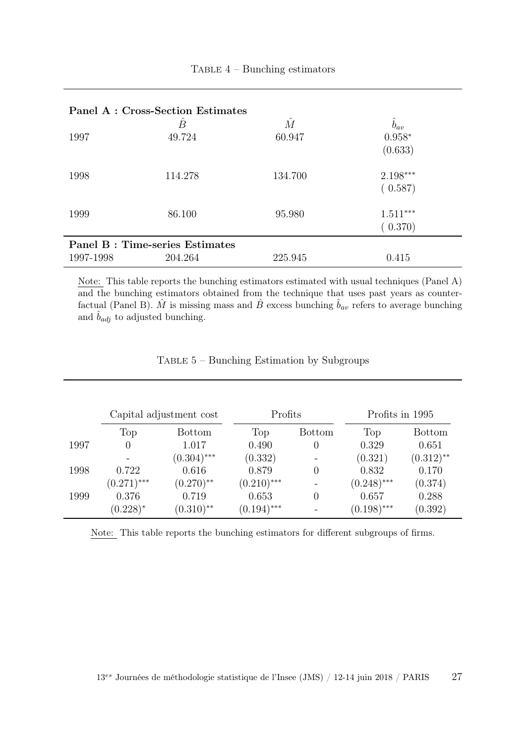Table 4 – Bunching estimators

| **Panel A : Cross-Section Estimates** | | | |
|---|---|---|---|
| | $\hat{B}$ | $\hat{M}$ | $\hat{b}_{av}$ |
| 1997 | 49.724 | 60.947 | 0.958* |
| | | | (0.633) |
| 1998 | 114.278 | 134.700 | 2.198*** |
| | | | ( 0.587) |
| 1999 | 86.100 | 95.980 | 1.511*** |
| | | | ( 0.370) |
| **Panel B : Time-series Estimates** | | | |
| 1997-1998 | 204.264 | 225.945 | 0.415 |

Note: This table reports the bunching estimators estimated with usual techniques (Panel A) and the bunching estimators obtained from the technique that uses past years as counterfactual (Panel B). $\hat{M}$ is missing mass and $\hat{B}$ excess bunching $\hat{b}_{av}$ refers to average bunching and $\hat{b}_{adj}$ to adjusted bunching.

Table 5 – Bunching Estimation by Subgroups

| | Capital adjustment cost | | Profits | | Profits in 1995 | |
|---|---|---|---|---|---|---|
| | Top | Bottom | Top | Bottom | Top | Bottom |
| 1997 | 0 | 1.017 | 0.490 | 0 | 0.329 | 0.651 |
| | - | (0.304)*** | (0.332) | - | (0.321) | (0.312)** |
| 1998 | 0.722 | 0.616 | 0.879 | 0 | 0.832 | 0.170 |
| | (0.271)*** | (0.270)** | (0.210)*** | - | (0.248)*** | (0.374) |
| 1999 | 0.376 | 0.719 | 0.653 | 0 | 0.657 | 0.288 |
| | (0.228)* | (0.310)** | (0.194)*** | - | (0.198)*** | (0.392) |

Note: This table reports the bunching estimators for different subgroups of firms.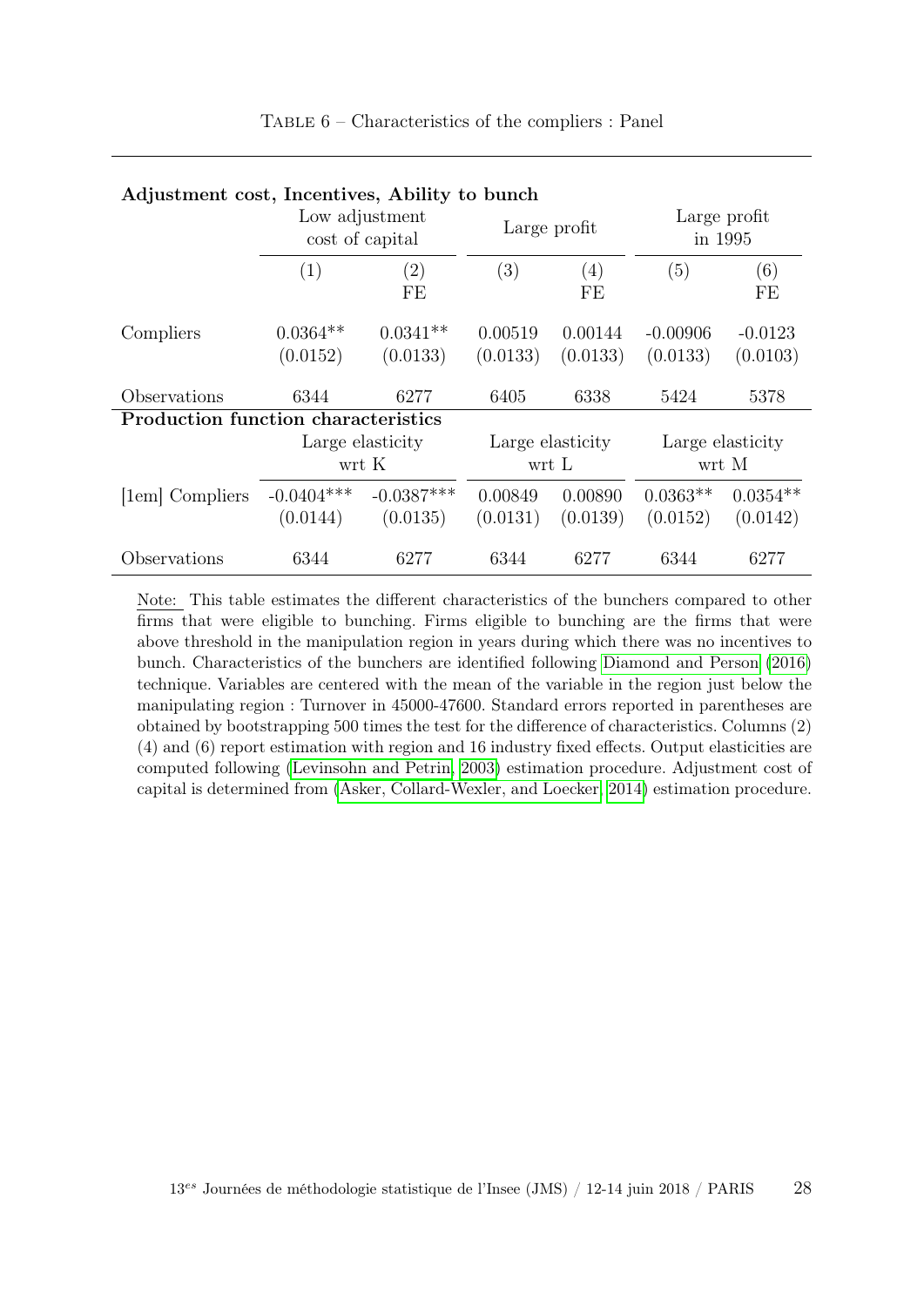Table 6 – Characteristics of the compliers : Panel

| **Adjustment cost, Incentives, Ability to bunch** | | | | | | |
|---|---|---|---|---|---|---|
| | Low adjustment cost of capital | | Large profit | | Large profit in 1995 | |
| | (1) | (2) FE | (3) | (4) FE | (5) | (6) FE |
| Compliers | 0.0364** | 0.0341** | 0.00519 | 0.00144 | -0.00906 | -0.0123 |
| | (0.0152) | (0.0133) | (0.0133) | (0.0133) | (0.0133) | (0.0103) |
| Observations | 6344 | 6277 | 6405 | 6338 | 5424 | 5378 |
| **Production function characteristics** | | | | | | |
| | Large elasticity wrt K | | Large elasticity wrt L | | Large elasticity wrt M | |
| [1em] Compliers | -0.0404*** | -0.0387*** | 0.00849 | 0.00890 | 0.0363** | 0.0354** |
| | (0.0144) | (0.0135) | (0.0131) | (0.0139) | (0.0152) | (0.0142) |
| Observations | 6344 | 6277 | 6344 | 6277 | 6344 | 6277 |

Note: This table estimates the different characteristics of the bunchers compared to other firms that were eligible to bunching. Firms eligible to bunching are the firms that were above threshold in the manipulation region in years during which there was no incentives to bunch. Characteristics of the bunchers are identified following Diamond and Person (2016) technique. Variables are centered with the mean of the variable in the region just below the manipulating region : Turnover in 45000-47600. Standard errors reported in parentheses are obtained by bootstrapping 500 times the test for the difference of characteristics. Columns (2) (4) and (6) report estimation with region and 16 industry fixed effects. Output elasticities are computed following (Levinsohn and Petrin, 2003) estimation procedure. Adjustment cost of capital is determined from (Asker, Collard-Wexler, and Loecker, 2014) estimation procedure.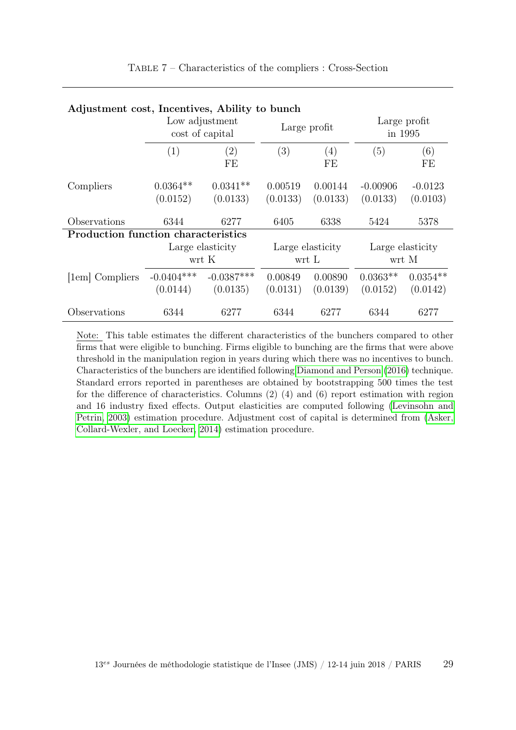TABLE 7 – Characteristics of the compliers : Cross-Section

| **Adjustment cost, Incentives, Ability to bunch** | | | | | | |
|---|---|---|---|---|---|---|
| | Low adjustment cost of capital | | Large profit | | Large profit in 1995 | |
| | (1) | (2) FE | (3) | (4) FE | (5) | (6) FE |
| Compliers | 0.0364** | 0.0341** | 0.00519 | 0.00144 | -0.00906 | -0.0123 |
| | (0.0152) | (0.0133) | (0.0133) | (0.0133) | (0.0133) | (0.0103) |
| Observations | 6344 | 6277 | 6405 | 6338 | 5424 | 5378 |
| **Production function characteristics** | | | | | | |
| | Large elasticity wrt K | | Large elasticity wrt L | | Large elasticity wrt M | |
| [1em] Compliers | -0.0404*** | -0.0387*** | 0.00849 | 0.00890 | 0.0363** | 0.0354** |
| | (0.0144) | (0.0135) | (0.0131) | (0.0139) | (0.0152) | (0.0142) |
| Observations | 6344 | 6277 | 6344 | 6277 | 6344 | 6277 |

Note: This table estimates the different characteristics of the bunchers compared to other firms that were eligible to bunching. Firms eligible to bunching are the firms that were above threshold in the manipulation region in years during which there was no incentives to bunch. Characteristics of the bunchers are identified following Diamond and Person (2016) technique. Standard errors reported in parentheses are obtained by bootstrapping 500 times the test for the difference of characteristics. Columns (2) (4) and (6) report estimation with region and 16 industry fixed effects. Output elasticities are computed following (Levinsohn and Petrin, 2003) estimation procedure. Adjustment cost of capital is determined from (Asker, Collard-Wexler, and Loecker, 2014) estimation procedure.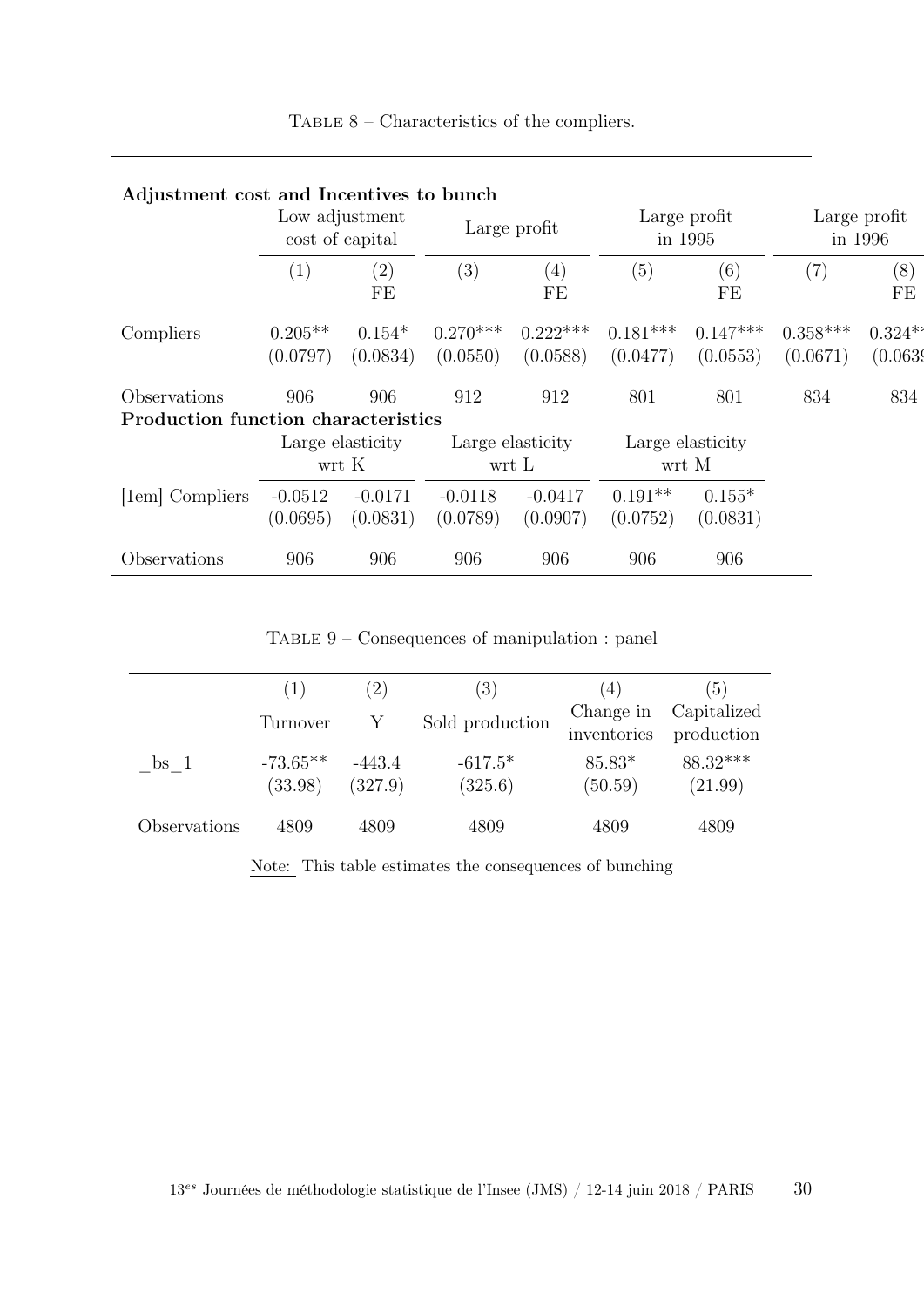TABLE 8 – Characteristics of the compliers.

| **Adjustment cost and Incentives to bunch** | Low adjustment cost of capital | | Large profit | | Large profit in 1995 | | Large profit in 1996 | |
|---|---|---|---|---|---|---|---|---|
| | (1) | (2) FE | (3) | (4) FE | (5) | (6) FE | (7) | (8) FE |
| Compliers | 0.205** | 0.154* | 0.270*** | 0.222*** | 0.181*** | 0.147*** | 0.358*** | 0.324** |
| | (0.0797) | (0.0834) | (0.0550) | (0.0588) | (0.0477) | (0.0553) | (0.0671) | (0.063 |
| Observations | 906 | 906 | 912 | 912 | 801 | 801 | 834 | 834 |
| **Production function characteristics** | Large elasticity wrt K | | Large elasticity wrt L | | Large elasticity wrt M | | | |
| [1em] Compliers | -0.0512 | -0.0171 | -0.0118 | -0.0417 | 0.191** | 0.155* | | |
| | (0.0695) | (0.0831) | (0.0789) | (0.0907) | (0.0752) | (0.0831) | | |
| Observations | 906 | 906 | 906 | 906 | 906 | 906 | | |

TABLE 9 – Consequences of manipulation : panel

| | (1) | (2) | (3) | (4) | (5) |
|---|---|---|---|---|---|
| | Turnover | Y | Sold production | Change in inventories | Capitalized production |
| _bs_1 | -73.65** | -443.4 | -617.5* | 85.83* | 88.32*** |
| | (33.98) | (327.9) | (325.6) | (50.59) | (21.99) |
| Observations | 4809 | 4809 | 4809 | 4809 | 4809 |

Note: This table estimates the consequences of bunching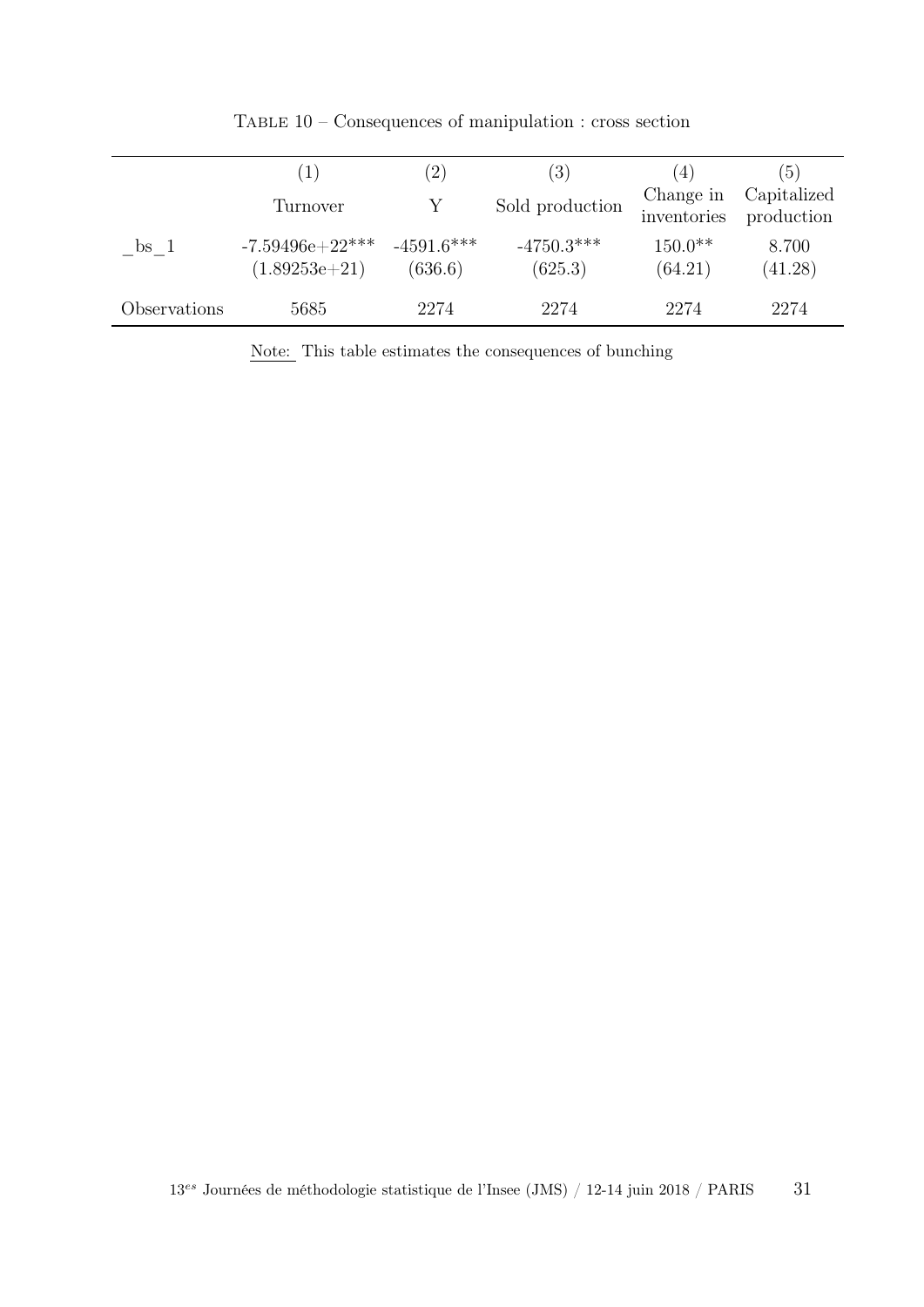TABLE 10 – Consequences of manipulation : cross section

| | (1) | (2) | (3) | (4) | (5) |
|---|---|---|---|---|---|
| | Turnover | Y | Sold production | Change in inventories | Capitalized production |
| _bs_1 | -7.59496e+22*** | -4591.6*** | -4750.3*** | 150.0** | 8.700 |
| | (1.89253e+21) | (636.6) | (625.3) | (64.21) | (41.28) |
| Observations | 5685 | 2274 | 2274 | 2274 | 2274 |

Note: This table estimates the consequences of bunching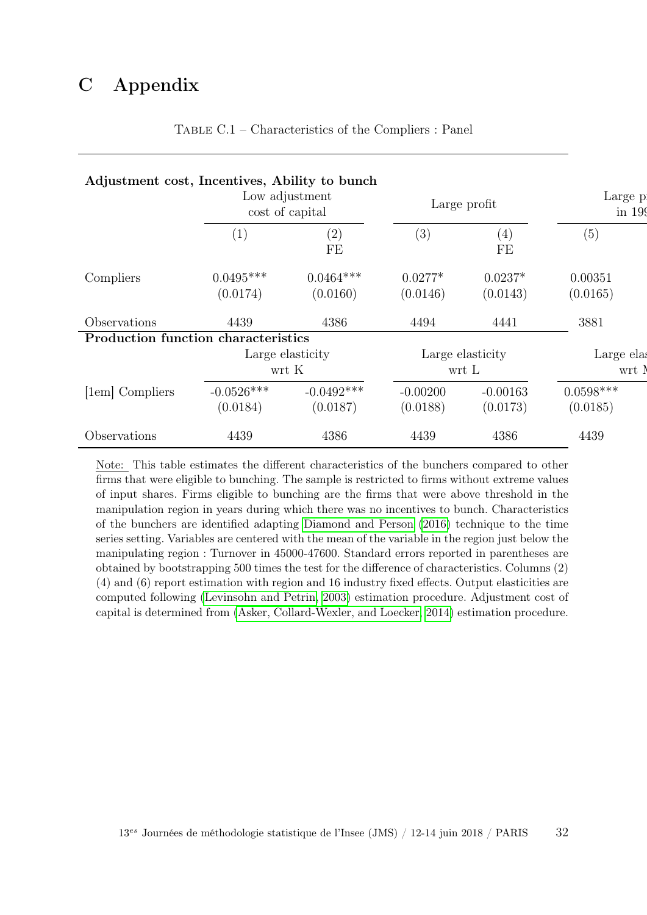# C Appendix

Table C.1 – Characteristics of the Compliers : Panel

| **Adjustment cost, Incentives, Ability to bunch** | Low adjustment cost of capital | | Large profit | | Large p in 199 |
|---|---|---|---|---|---|
| | (1) | (2) FE | (3) | (4) FE | (5) |
| Compliers | 0.0495*** | 0.0464*** | 0.0277* | 0.0237* | 0.00351 |
| | (0.0174) | (0.0160) | (0.0146) | (0.0143) | (0.0165) |
| Observations | 4439 | 4386 | 4494 | 4441 | 3881 |
| **Production function characteristics** | Large elasticity wrt K | | Large elasticity wrt L | | Large elas wrt M |
| [1em] Compliers | -0.0526*** | -0.0492*** | -0.00200 | -0.00163 | 0.0598*** |
| | (0.0184) | (0.0187) | (0.0188) | (0.0173) | (0.0185) |
| Observations | 4439 | 4386 | 4439 | 4386 | 4439 |

Note: This table estimates the different characteristics of the bunchers compared to other firms that were eligible to bunching. The sample is restricted to firms without extreme values of input shares. Firms eligible to bunching are the firms that were above threshold in the manipulation region in years during which there was no incentives to bunch. Characteristics of the bunchers are identified adapting Diamond and Person (2016) technique to the time series setting. Variables are centered with the mean of the variable in the region just below the manipulating region : Turnover in 45000-47600. Standard errors reported in parentheses are obtained by bootstrapping 500 times the test for the difference of characteristics. Columns (2) (4) and (6) report estimation with region and 16 industry fixed effects. Output elasticities are computed following (Levinsohn and Petrin, 2003) estimation procedure. Adjustment cost of capital is determined from (Asker, Collard-Wexler, and Loecker, 2014) estimation procedure.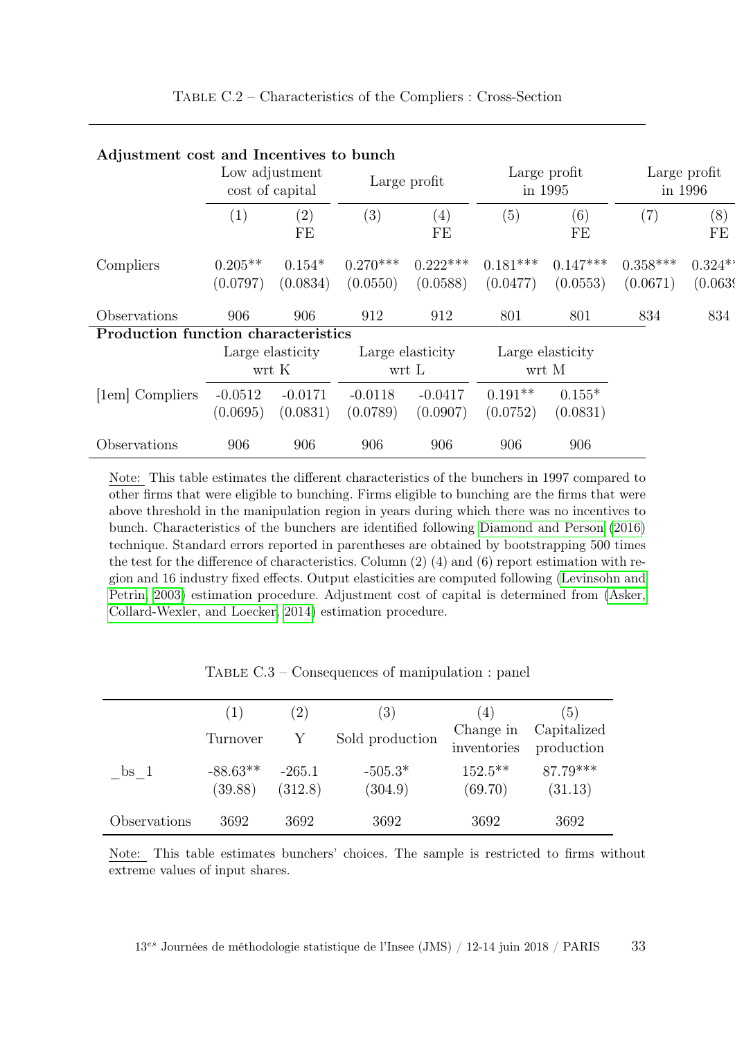Table C.2 – Characteristics of the Compliers : Cross-Section

**Adjustment cost and Incentives to bunch**

| | Low adjustment cost of capital | | Large profit | | Large profit in 1995 | | Large profit in 1996 | |
|---|---|---|---|---|---|---|---|---|
| | (1) | (2) FE | (3) | (4) FE | (5) | (6) FE | (7) | (8) FE |
| Compliers | 0.205** | 0.154* | 0.270*** | 0.222*** | 0.181*** | 0.147*** | 0.358*** | 0.324** |
| | (0.0797) | (0.0834) | (0.0550) | (0.0588) | (0.0477) | (0.0553) | (0.0671) | (0.0639 |
| Observations | 906 | 906 | 912 | 912 | 801 | 801 | 834 | 834 |

**Production function characteristics**

| | Large elasticity wrt K | | Large elasticity wrt L | | Large elasticity wrt M | |
|---|---|---|---|---|---|---|
| [1em] Compliers | -0.0512 | -0.0171 | -0.0118 | -0.0417 | 0.191** | 0.155* |
| | (0.0695) | (0.0831) | (0.0789) | (0.0907) | (0.0752) | (0.0831) |
| Observations | 906 | 906 | 906 | 906 | 906 | 906 |

Note: This table estimates the different characteristics of the bunchers in 1997 compared to other firms that were eligible to bunching. Firms eligible to bunching are the firms that were above threshold in the manipulation region in years during which there was no incentives to bunch. Characteristics of the bunchers are identified following Diamond and Person (2016) technique. Standard errors reported in parentheses are obtained by bootstrapping 500 times the test for the difference of characteristics. Column (2) (4) and (6) report estimation with region and 16 industry fixed effects. Output elasticities are computed following (Levinsohn and Petrin, 2003) estimation procedure. Adjustment cost of capital is determined from (Asker, Collard-Wexler, and Loecker, 2014) estimation procedure.

Table C.3 – Consequences of manipulation : panel

| | (1) Turnover | (2) Y | (3) Sold production | (4) Change in inventories | (5) Capitalized production |
|---|---|---|---|---|---|
| _bs_1 | -88.63** | -265.1 | -505.3* | 152.5** | 87.79*** |
| | (39.88) | (312.8) | (304.9) | (69.70) | (31.13) |
| Observations | 3692 | 3692 | 3692 | 3692 | 3692 |

Note: This table estimates bunchers' choices. The sample is restricted to firms without extreme values of input shares.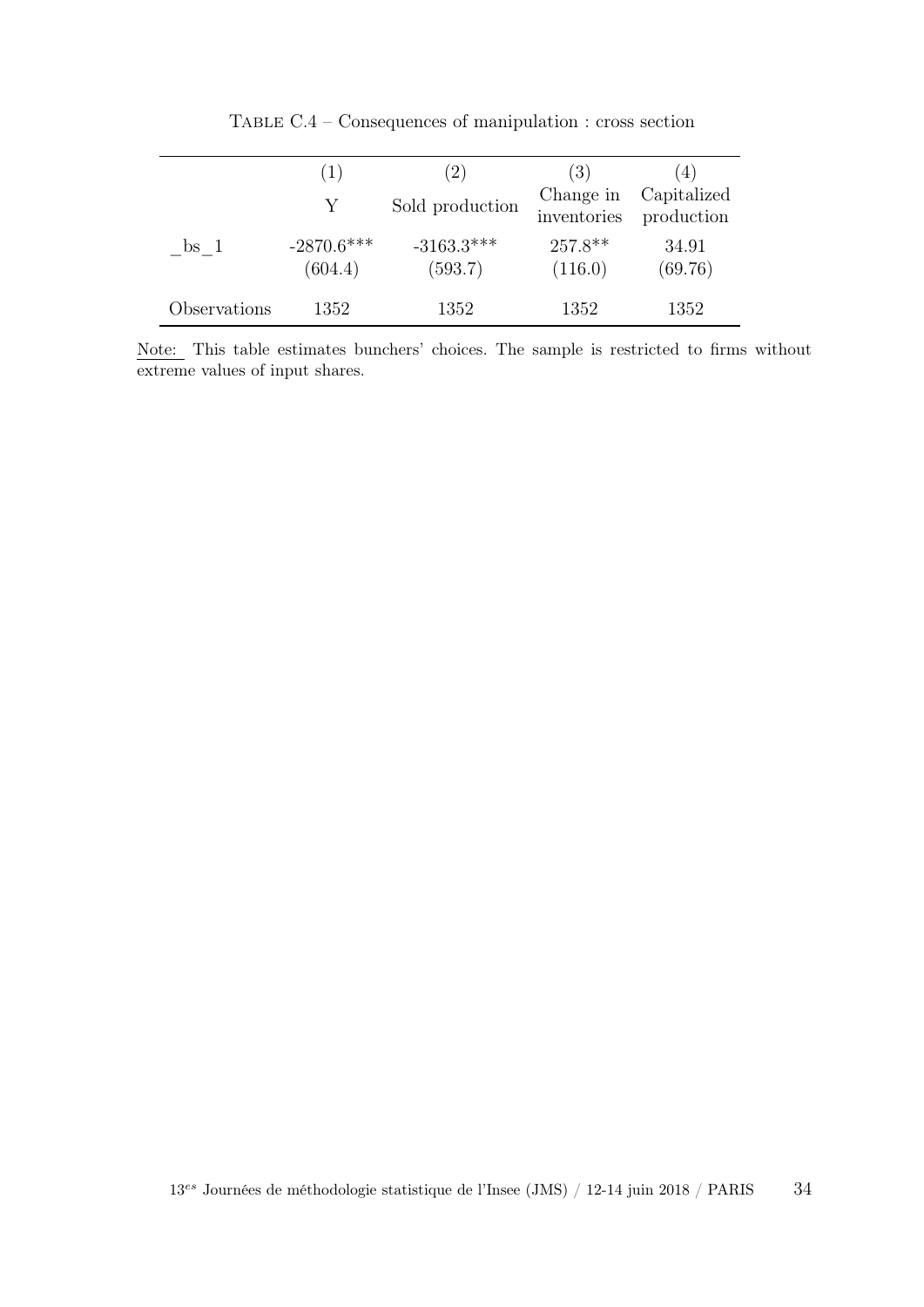TABLE C.4 – Consequences of manipulation : cross section

| | (1) | (2) | (3) | (4) |
|---|---|---|---|---|
| | Y | Sold production | Change in inventories | Capitalized production |
| _bs_1 | -2870.6*** | -3163.3*** | 257.8** | 34.91 |
| | (604.4) | (593.7) | (116.0) | (69.76) |
| Observations | 1352 | 1352 | 1352 | 1352 |

Note: This table estimates bunchers' choices. The sample is restricted to firms without extreme values of input shares.